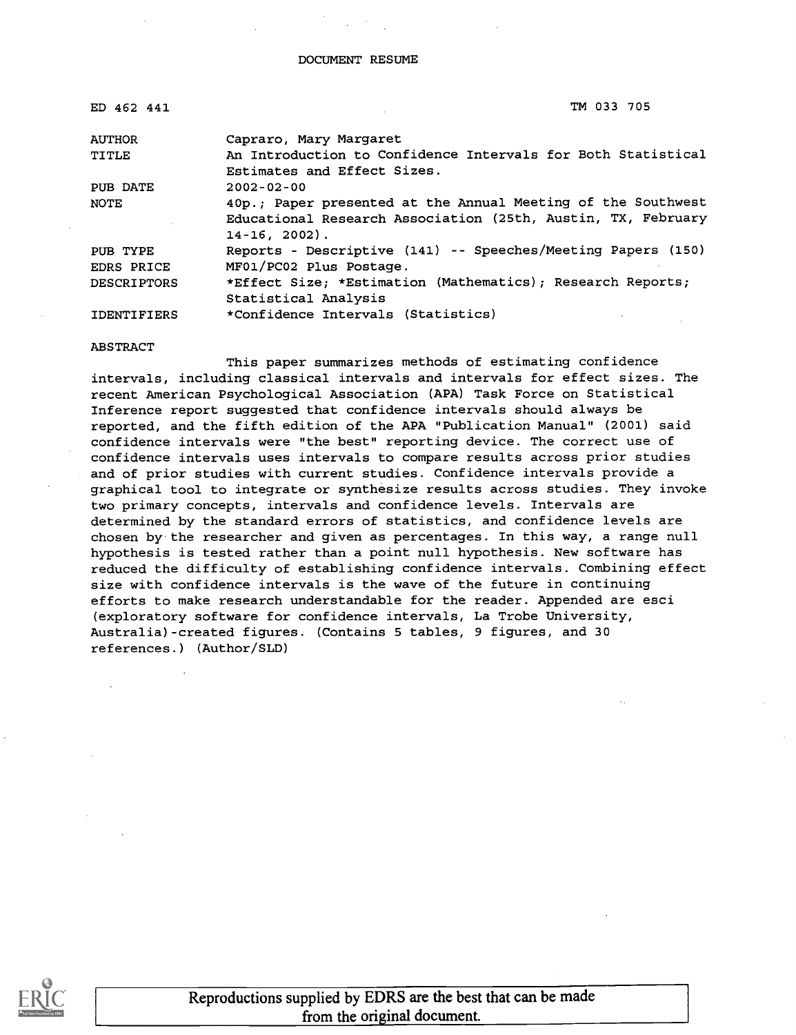DOCUMENT RESUME

| | | |
|---|---|---|
| ED 462 441 | | TM 033 705 |
| AUTHOR | Capraro, Mary Margaret | |
| TITLE | An Introduction to Confidence Intervals for Both Statistical Estimates and Effect Sizes. | |
| PUB DATE | 2002-02-00 | |
| NOTE | 40p.; Paper presented at the Annual Meeting of the Southwest Educational Research Association (25th, Austin, TX, February 14-16, 2002). | |
| PUB TYPE | Reports - Descriptive (141) -- Speeches/Meeting Papers (150) | |
| EDRS PRICE | MF01/PC02 Plus Postage. | |
| DESCRIPTORS | *Effect Size; *Estimation (Mathematics); Research Reports; Statistical Analysis | |
| IDENTIFIERS | *Confidence Intervals (Statistics) | |

ABSTRACT

This paper summarizes methods of estimating confidence intervals, including classical intervals and intervals for effect sizes. The recent American Psychological Association (APA) Task Force on Statistical Inference report suggested that confidence intervals should always be reported, and the fifth edition of the APA "Publication Manual" (2001) said confidence intervals were "the best" reporting device. The correct use of confidence intervals uses intervals to compare results across prior studies and of prior studies with current studies. Confidence intervals provide a graphical tool to integrate or synthesize results across studies. They invoke two primary concepts, intervals and confidence levels. Intervals are determined by the standard errors of statistics, and confidence levels are chosen by the researcher and given as percentages. In this way, a range null hypothesis is tested rather than a point null hypothesis. New software has reduced the difficulty of establishing confidence intervals. Combining effect size with confidence intervals is the wave of the future in continuing efforts to make research understandable for the reader. Appended are esci (exploratory software for confidence intervals, La Trobe University, Australia)-created figures. (Contains 5 tables, 9 figures, and 30 references.) (Author/SLD)

Reproductions supplied by EDRS are the best that can be made from the original document.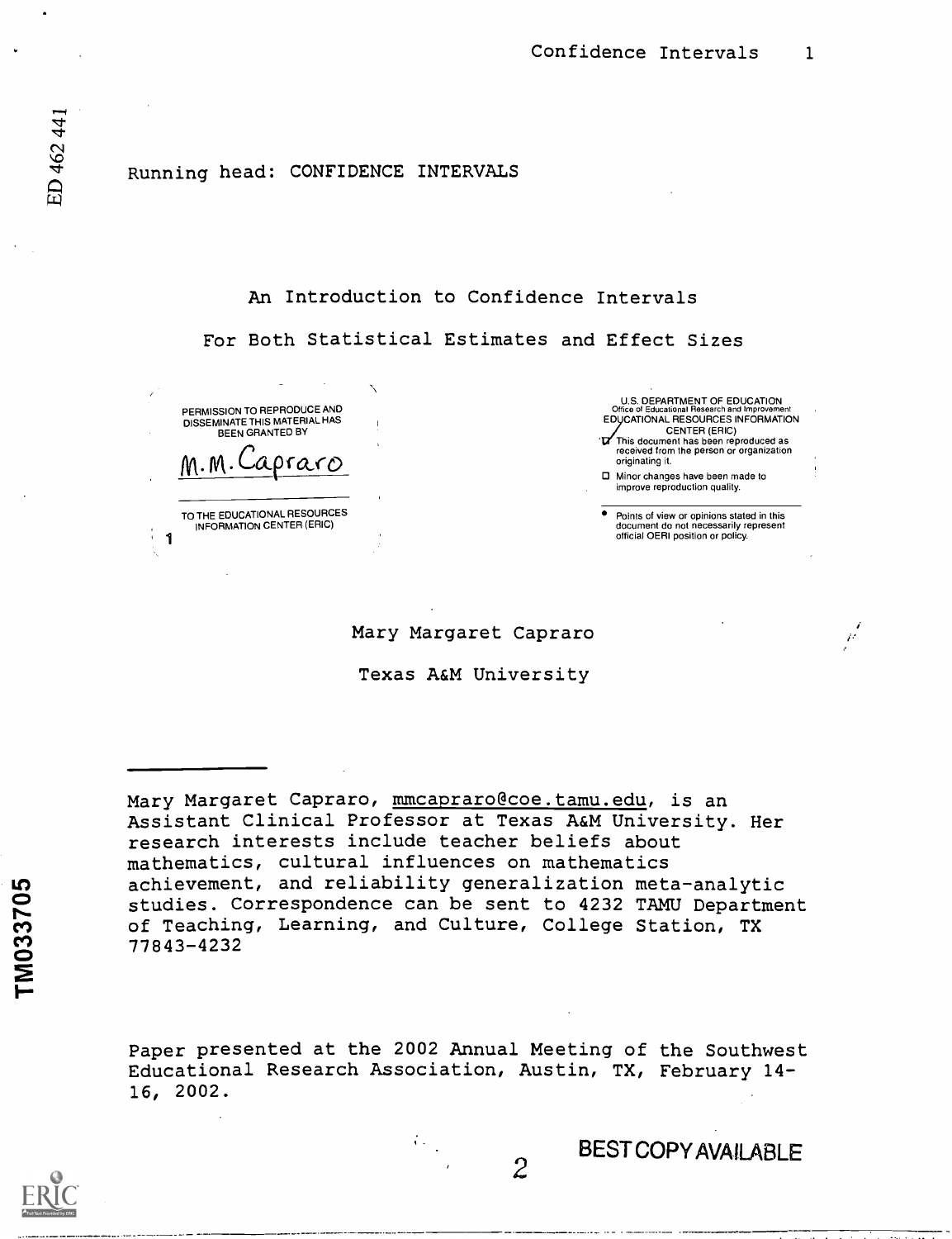Running head: CONFIDENCE INTERVALS

# An Introduction to Confidence Intervals

# For Both Statistical Estimates and Effect Sizes

PERMISSION TO REPRODUCE AND DISSEMINATE THIS MATERIAL HAS BEEN GRANTED BY

M.M. Capraro

TO THE EDUCATIONAL RESOURCES INFORMATION CENTER (ERIC)

U.S. DEPARTMENT OF EDUCATION
Office of Educational Research and Improvement
EDUCATIONAL RESOURCES INFORMATION CENTER (ERIC)

- This document has been reproduced as received from the person or organization originating it.
- Minor changes have been made to improve reproduction quality.
- Points of view or opinions stated in this document do not necessarily represent official OERI position or policy.

Mary Margaret Capraro

Texas A&M University

---

Mary Margaret Capraro, mmcapraro@coe.tamu.edu, is an Assistant Clinical Professor at Texas A&M University. Her research interests include teacher beliefs about mathematics, cultural influences on mathematics achievement, and reliability generalization meta-analytic studies. Correspondence can be sent to 4232 TAMU Department of Teaching, Learning, and Culture, College Station, TX 77843-4232

Paper presented at the 2002 Annual Meeting of the Southwest Educational Research Association, Austin, TX, February 14-16, 2002.

BEST COPY AVAILABLE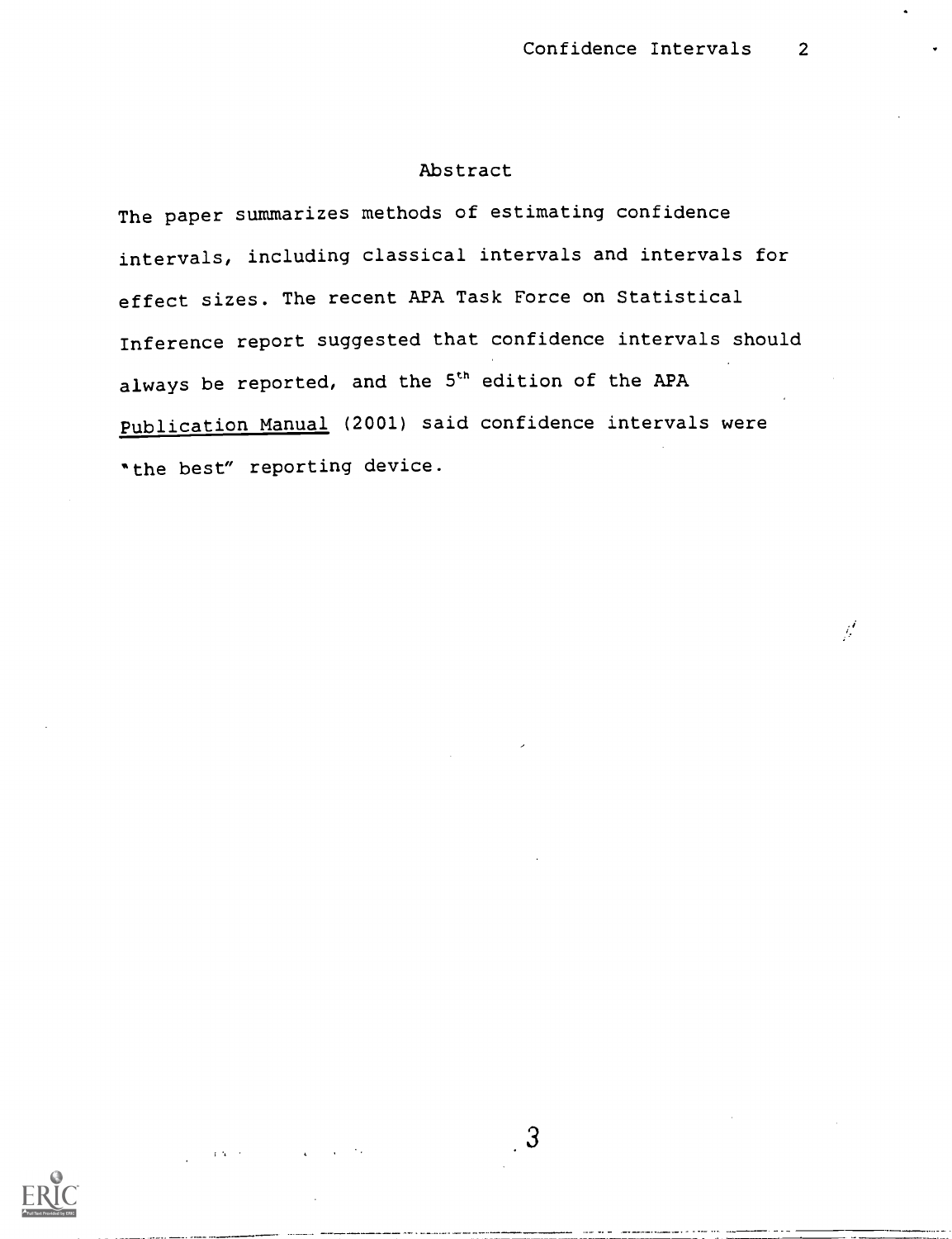# Abstract

The paper summarizes methods of estimating confidence intervals, including classical intervals and intervals for effect sizes. The recent APA Task Force on Statistical Inference report suggested that confidence intervals should always be reported, and the 5th edition of the APA Publication Manual (2001) said confidence intervals were "the best" reporting device.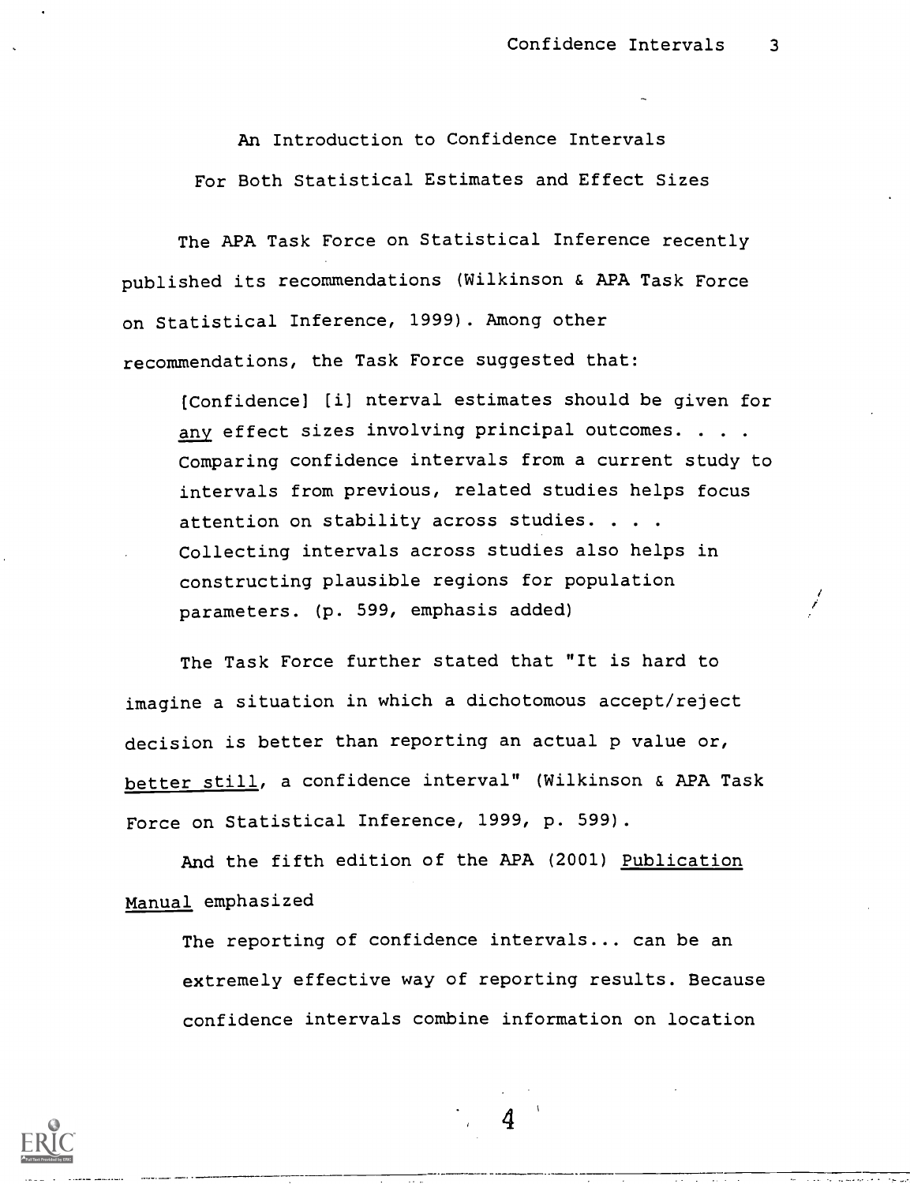# An Introduction to Confidence Intervals

## For Both Statistical Estimates and Effect Sizes

The APA Task Force on Statistical Inference recently published its recommendations (Wilkinson & APA Task Force on Statistical Inference, 1999). Among other recommendations, the Task Force suggested that:

> [Confidence] [i] nterval estimates should be given for <u>any</u> effect sizes involving principal outcomes. . . . Comparing confidence intervals from a current study to intervals from previous, related studies helps focus attention on stability across studies. . . . Collecting intervals across studies also helps in constructing plausible regions for population parameters. (p. 599, emphasis added)

The Task Force further stated that "It is hard to imagine a situation in which a dichotomous accept/reject decision is better than reporting an actual p value or, <u>better still</u>, a confidence interval" (Wilkinson & APA Task Force on Statistical Inference, 1999, p. 599).

And the fifth edition of the APA (2001) <u>Publication Manual</u> emphasized

> The reporting of confidence intervals... can be an extremely effective way of reporting results. Because confidence intervals combine information on location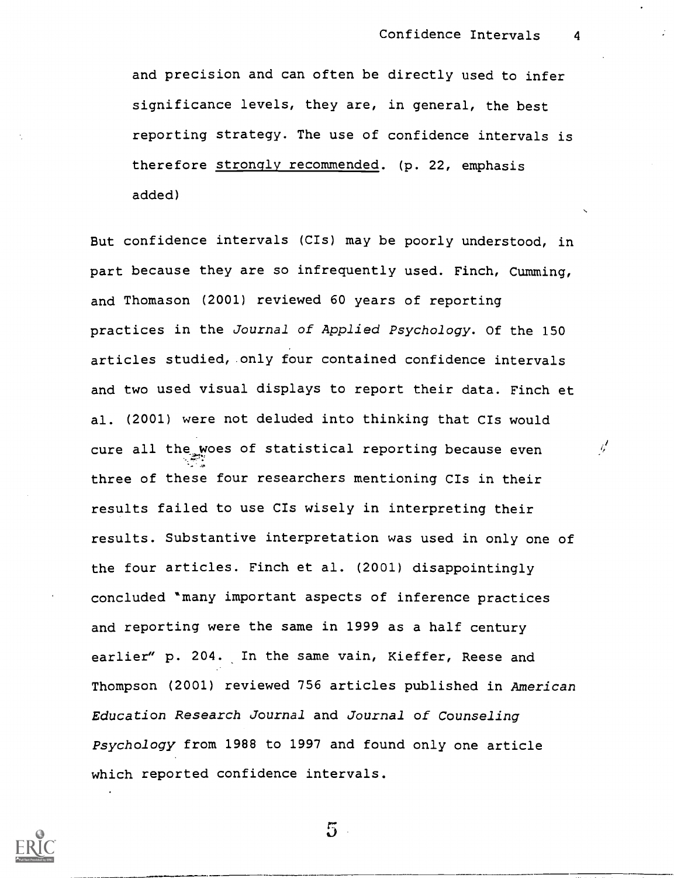and precision and can often be directly used to infer significance levels, they are, in general, the best reporting strategy. The use of confidence intervals is therefore <u>strongly recommended</u>. (p. 22, emphasis added)

But confidence intervals (CIs) may be poorly understood, in part because they are so infrequently used. Finch, Cumming, and Thomason (2001) reviewed 60 years of reporting practices in the *Journal of Applied Psychology*. Of the 150 articles studied, only four contained confidence intervals and two used visual displays to report their data. Finch et al. (2001) were not deluded into thinking that CIs would cure all the woes of statistical reporting because even three of these four researchers mentioning CIs in their results failed to use CIs wisely in interpreting their results. Substantive interpretation was used in only one of the four articles. Finch et al. (2001) disappointingly concluded "many important aspects of inference practices and reporting were the same in 1999 as a half century earlier" p. 204. In the same vain, Kieffer, Reese and Thompson (2001) reviewed 756 articles published in *American Education Research Journal* and *Journal of Counseling Psychology* from 1988 to 1997 and found only one article which reported confidence intervals.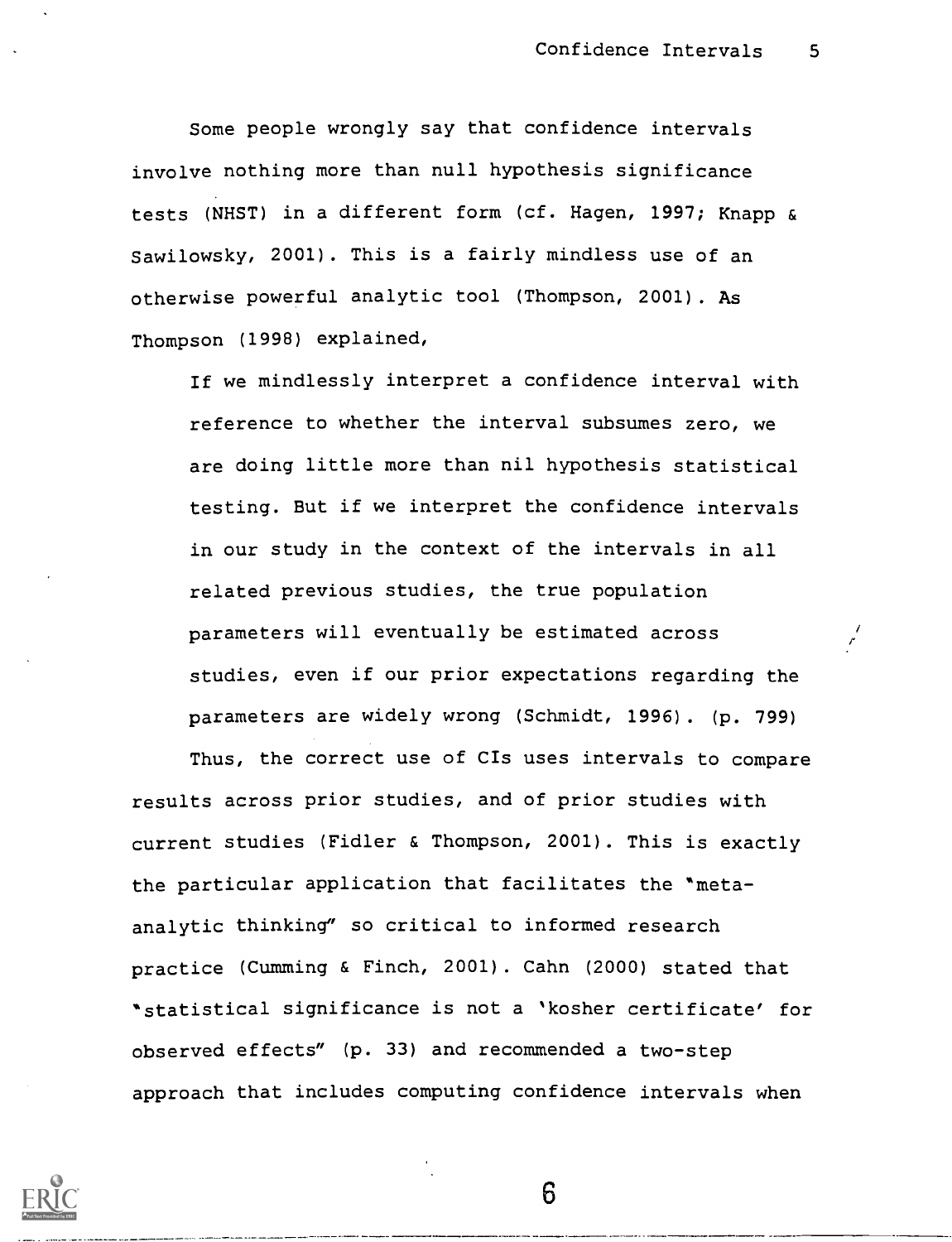Some people wrongly say that confidence intervals involve nothing more than null hypothesis significance tests (NHST) in a different form (cf. Hagen, 1997; Knapp & Sawilowsky, 2001). This is a fairly mindless use of an otherwise powerful analytic tool (Thompson, 2001). As Thompson (1998) explained,

> If we mindlessly interpret a confidence interval with reference to whether the interval subsumes zero, we are doing little more than nil hypothesis statistical testing. But if we interpret the confidence intervals in our study in the context of the intervals in all related previous studies, the true population parameters will eventually be estimated across studies, even if our prior expectations regarding the parameters are widely wrong (Schmidt, 1996). (p. 799)

Thus, the correct use of CIs uses intervals to compare results across prior studies, and of prior studies with current studies (Fidler & Thompson, 2001). This is exactly the particular application that facilitates the "meta-analytic thinking" so critical to informed research practice (Cumming & Finch, 2001). Cahn (2000) stated that "statistical significance is not a 'kosher certificate' for observed effects" (p. 33) and recommended a two-step approach that includes computing confidence intervals when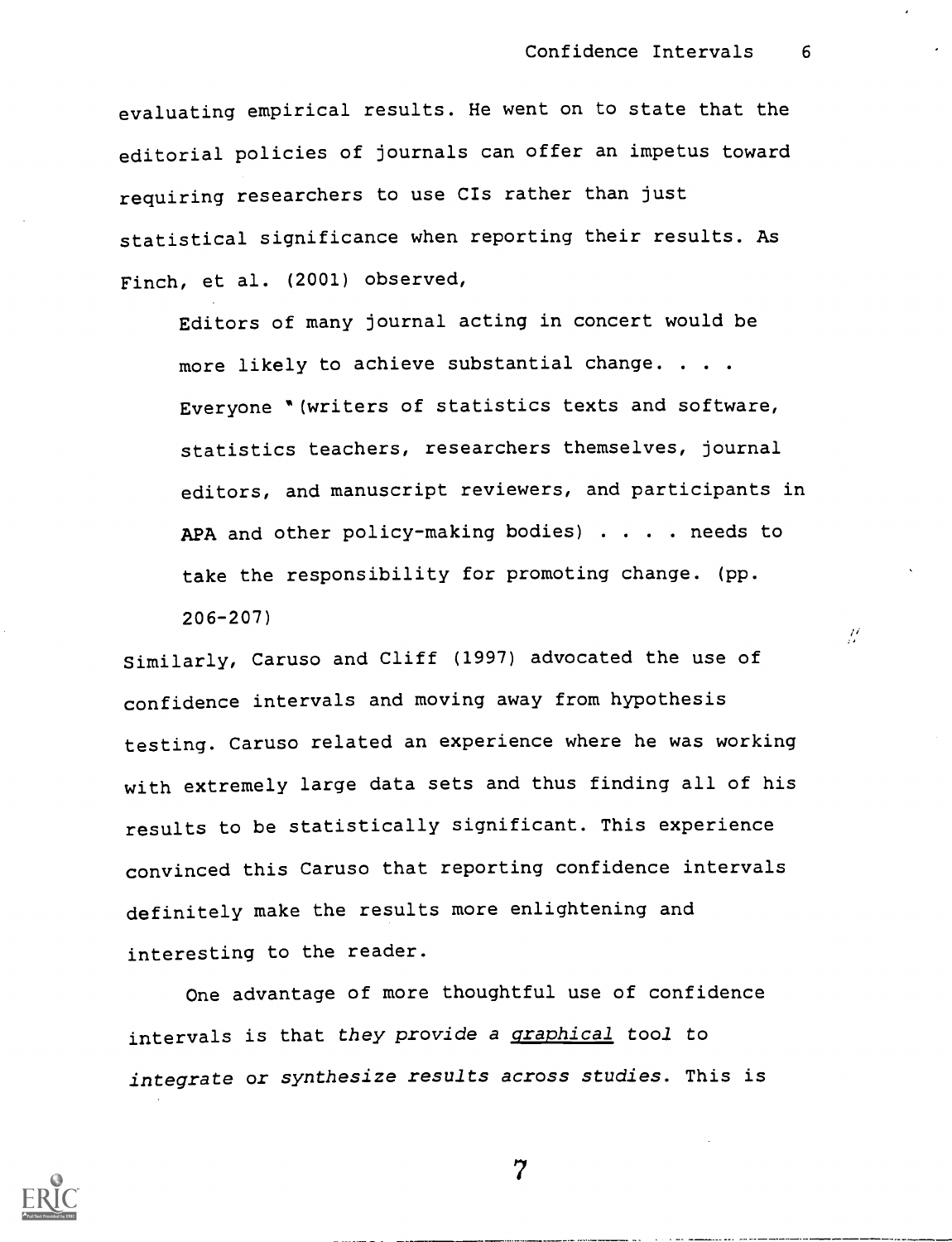evaluating empirical results. He went on to state that the editorial policies of journals can offer an impetus toward requiring researchers to use CIs rather than just statistical significance when reporting their results. As Finch, et al. (2001) observed,

> Editors of many journal acting in concert would be more likely to achieve substantial change. . . . Everyone (writers of statistics texts and software, statistics teachers, researchers themselves, journal editors, and manuscript reviewers, and participants in APA and other policy-making bodies) . . . . needs to take the responsibility for promoting change. (pp. 206-207)

Similarly, Caruso and Cliff (1997) advocated the use of confidence intervals and moving away from hypothesis testing. Caruso related an experience where he was working with extremely large data sets and thus finding all of his results to be statistically significant. This experience convinced this Caruso that reporting confidence intervals definitely make the results more enlightening and interesting to the reader.

One advantage of more thoughtful use of confidence intervals is that *they provide a* *<u>graphical</u>* *tool to integrate* or *synthesize results across studies*. This is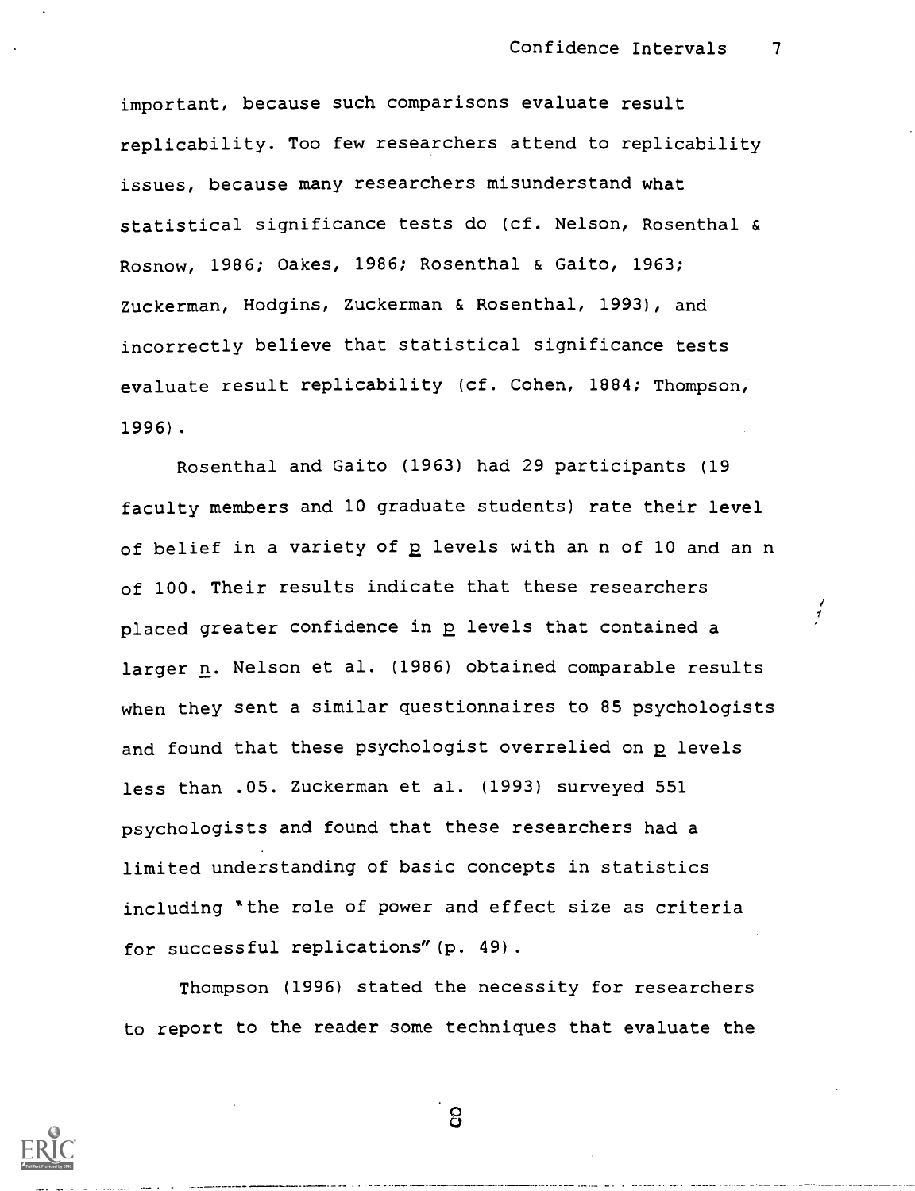important, because such comparisons evaluate result replicability. Too few researchers attend to replicability issues, because many researchers misunderstand what statistical significance tests do (cf. Nelson, Rosenthal & Rosnow, 1986; Oakes, 1986; Rosenthal & Gaito, 1963; Zuckerman, Hodgins, Zuckerman & Rosenthal, 1993), and incorrectly believe that statistical significance tests evaluate result replicability (cf. Cohen, 1884; Thompson, 1996).

Rosenthal and Gaito (1963) had 29 participants (19 faculty members and 10 graduate students) rate their level of belief in a variety of *p* levels with an n of 10 and an n of 100. Their results indicate that these researchers placed greater confidence in *p* levels that contained a larger *n*. Nelson et al. (1986) obtained comparable results when they sent a similar questionnaires to 85 psychologists and found that these psychologist overrelied on *p* levels less than .05. Zuckerman et al. (1993) surveyed 551 psychologists and found that these researchers had a limited understanding of basic concepts in statistics including "the role of power and effect size as criteria for successful replications" (p. 49).

Thompson (1996) stated the necessity for researchers to report to the reader some techniques that evaluate the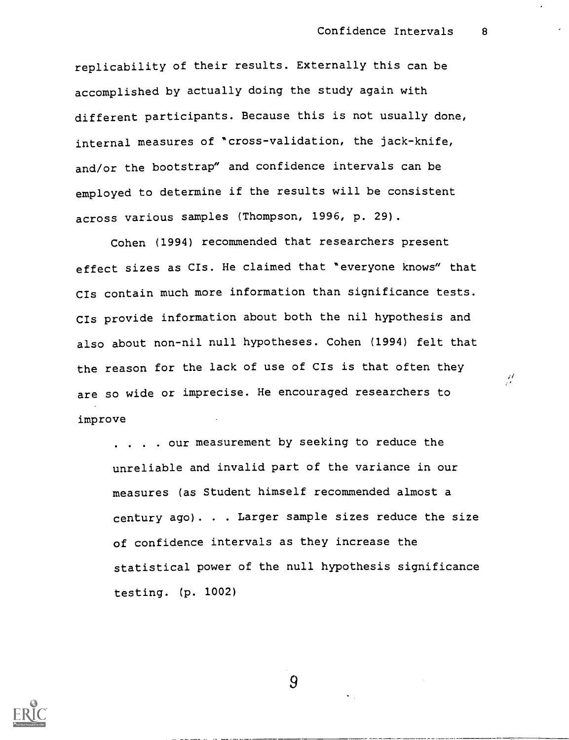replicability of their results. Externally this can be accomplished by actually doing the study again with different participants. Because this is not usually done, internal measures of "cross-validation, the jack-knife, and/or the bootstrap" and confidence intervals can be employed to determine if the results will be consistent across various samples (Thompson, 1996, p. 29).

Cohen (1994) recommended that researchers present effect sizes as CIs. He claimed that "everyone knows" that CIs contain much more information than significance tests. CIs provide information about both the nil hypothesis and also about non-nil null hypotheses. Cohen (1994) felt that the reason for the lack of use of CIs is that often they are so wide or imprecise. He encouraged researchers to improve

> . . . . our measurement by seeking to reduce the unreliable and invalid part of the variance in our measures (as Student himself recommended almost a century ago). . . Larger sample sizes reduce the size of confidence intervals as they increase the statistical power of the null hypothesis significance testing. (p. 1002)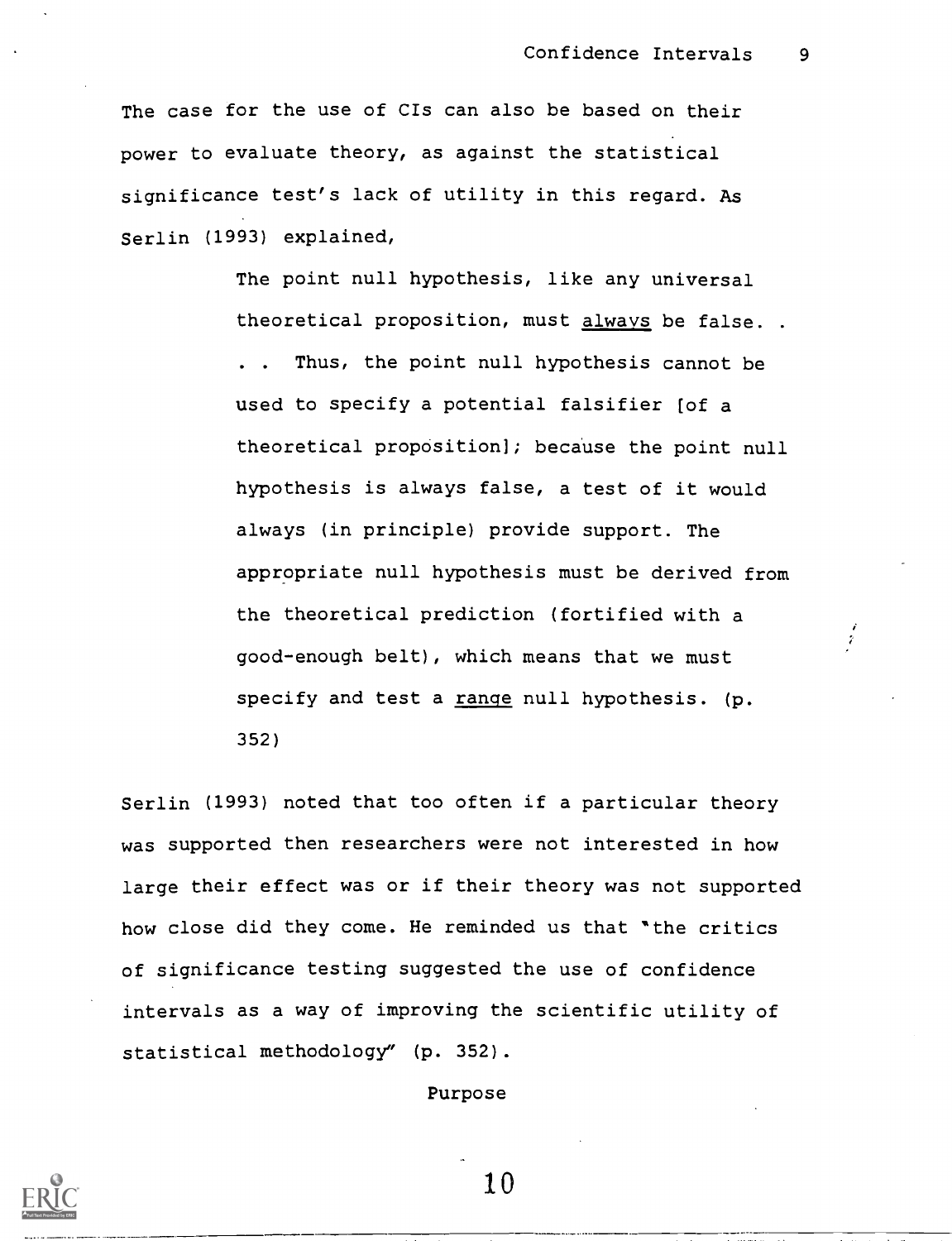The case for the use of CIs can also be based on their power to evaluate theory, as against the statistical significance test's lack of utility in this regard. As Serlin (1993) explained,

> The point null hypothesis, like any universal theoretical proposition, must _always_ be false. . . . Thus, the point null hypothesis cannot be used to specify a potential falsifier [of a theoretical proposition]; because the point null hypothesis is always false, a test of it would always (in principle) provide support. The appropriate null hypothesis must be derived from the theoretical prediction (fortified with a good-enough belt), which means that we must specify and test a _range_ null hypothesis. (p. 352)

Serlin (1993) noted that too often if a particular theory was supported then researchers were not interested in how large their effect was or if their theory was not supported how close did they come. He reminded us that "the critics of significance testing suggested the use of confidence intervals as a way of improving the scientific utility of statistical methodology" (p. 352).

## Purpose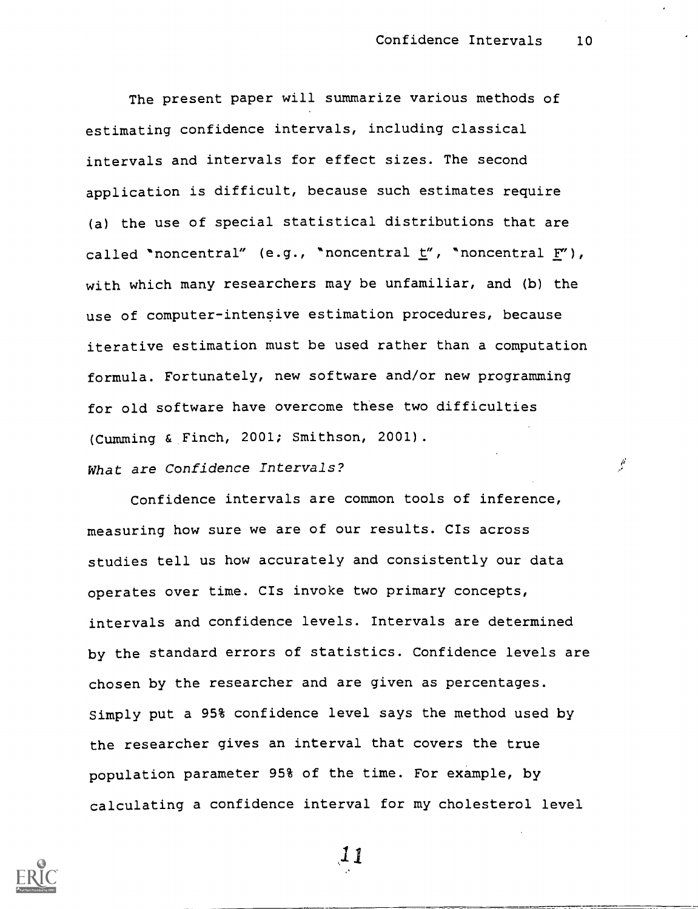The present paper will summarize various methods of estimating confidence intervals, including classical intervals and intervals for effect sizes. The second application is difficult, because such estimates require (a) the use of special statistical distributions that are called "noncentral" (e.g., "noncentral *t*", "noncentral *F*"), with which many researchers may be unfamiliar, and (b) the use of computer-intensive estimation procedures, because iterative estimation must be used rather than a computation formula. Fortunately, new software and/or new programming for old software have overcome these two difficulties (Cumming & Finch, 2001; Smithson, 2001).

*What are Confidence Intervals?*

Confidence intervals are common tools of inference, measuring how sure we are of our results. CIs across studies tell us how accurately and consistently our data operates over time. CIs invoke two primary concepts, intervals and confidence levels. Intervals are determined by the standard errors of statistics. Confidence levels are chosen by the researcher and are given as percentages. Simply put a 95% confidence level says the method used by the researcher gives an interval that covers the true population parameter 95% of the time. For example, by calculating a confidence interval for my cholesterol level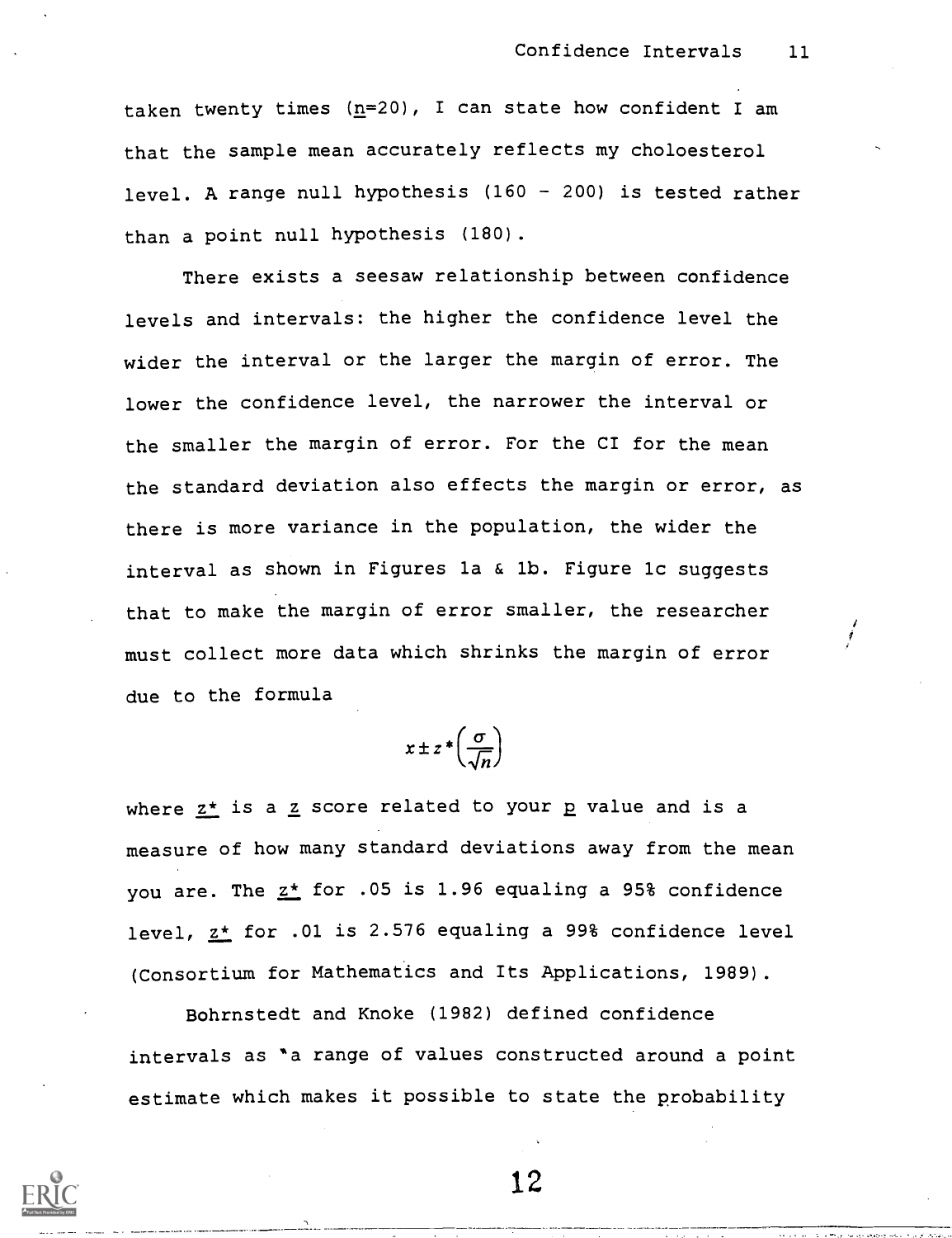taken twenty times (n=20), I can state how confident I am that the sample mean accurately reflects my choloesterol level. A range null hypothesis (160 - 200) is tested rather than a point null hypothesis (180).

There exists a seesaw relationship between confidence levels and intervals: the higher the confidence level the wider the interval or the larger the margin of error. The lower the confidence level, the narrower the interval or the smaller the margin of error. For the CI for the mean the standard deviation also effects the margin or error, as there is more variance in the population, the wider the interval as shown in Figures 1a & 1b. Figure 1c suggests that to make the margin of error smaller, the researcher must collect more data which shrinks the margin of error due to the formula

$$x \pm z^{*}\left(\frac{\sigma}{\sqrt{n}}\right)$$

where $z^{*}$ is a $z$ score related to your $p$ value and is a measure of how many standard deviations away from the mean you are. The $z^{*}$ for .05 is 1.96 equaling a 95% confidence level, $z^{*}$ for .01 is 2.576 equaling a 99% confidence level (Consortium for Mathematics and Its Applications, 1989).

Bohrnstedt and Knoke (1982) defined confidence intervals as "a range of values constructed around a point estimate which makes it possible to state the probability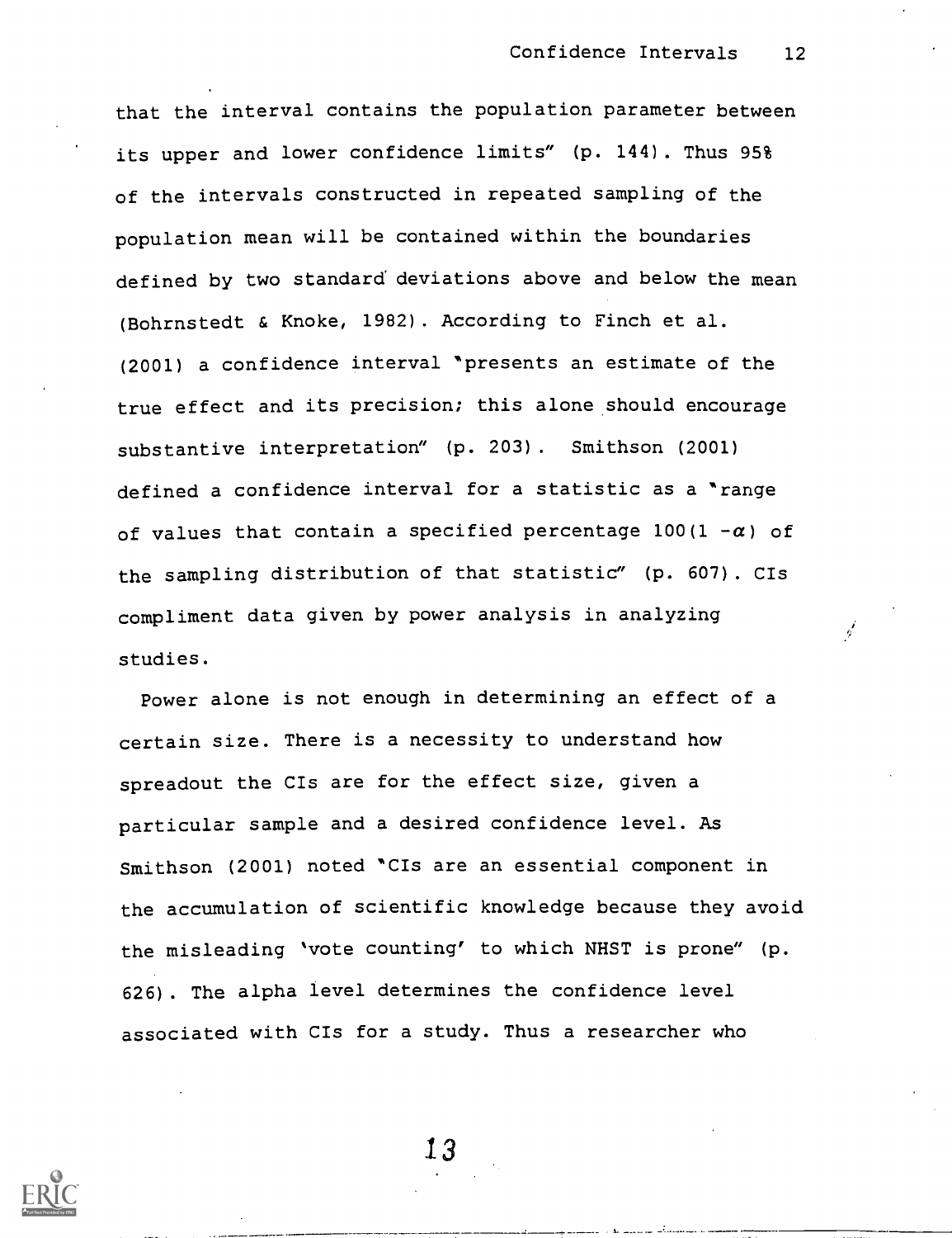that the interval contains the population parameter between its upper and lower confidence limits" (p. 144). Thus 95% of the intervals constructed in repeated sampling of the population mean will be contained within the boundaries defined by two standard deviations above and below the mean (Bohrnstedt & Knoke, 1982). According to Finch et al. (2001) a confidence interval "presents an estimate of the true effect and its precision; this alone should encourage substantive interpretation" (p. 203). Smithson (2001) defined a confidence interval for a statistic as a "range of values that contain a specified percentage $100(1 - \alpha)$ of the sampling distribution of that statistic" (p. 607). CIs compliment data given by power analysis in analyzing studies.

Power alone is not enough in determining an effect of a certain size. There is a necessity to understand how spreadout the CIs are for the effect size, given a particular sample and a desired confidence level. As Smithson (2001) noted "CIs are an essential component in the accumulation of scientific knowledge because they avoid the misleading 'vote counting' to which NHST is prone" (p. 626). The alpha level determines the confidence level associated with CIs for a study. Thus a researcher who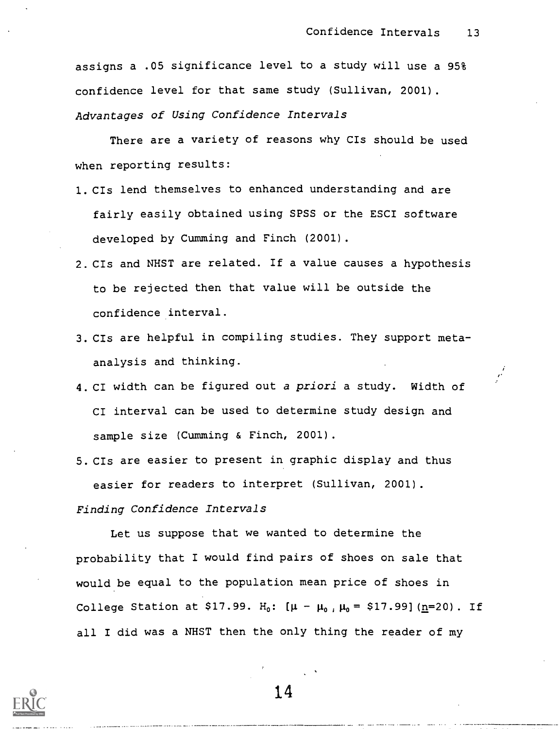assigns a .05 significance level to a study will use a 95% confidence level for that same study (Sullivan, 2001).

*Advantages of Using Confidence Intervals*

There are a variety of reasons why CIs should be used when reporting results:

1. CIs lend themselves to enhanced understanding and are fairly easily obtained using SPSS or the ESCI software developed by Cumming and Finch (2001).
2. CIs and NHST are related. If a value causes a hypothesis to be rejected then that value will be outside the confidence interval.
3. CIs are helpful in compiling studies. They support meta-analysis and thinking.
4. CI width can be figured out *a priori* a study. Width of CI interval can be used to determine study design and sample size (Cumming & Finch, 2001).
5. CIs are easier to present in graphic display and thus easier for readers to interpret (Sullivan, 2001).

*Finding Confidence Intervals*

Let us suppose that we wanted to determine the probability that I would find pairs of shoes on sale that would be equal to the population mean price of shoes in College Station at \$17.99. $H_0$: $[\mu - \mu_0 ; \mu_0 = \$17.99]$ ($\underline{n}$=20). If all I did was a NHST then the only thing the reader of my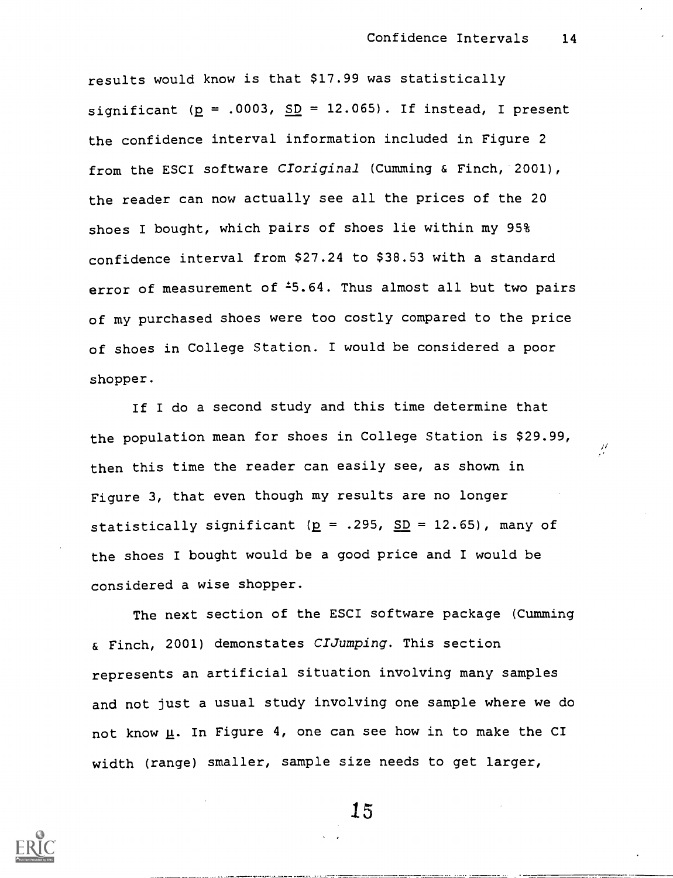results would know is that $17.99 was statistically significant ($p$ = .0003, $SD$ = 12.065). If instead, I present the confidence interval information included in Figure 2 from the ESCI software *CIoriginal* (Cumming & Finch, 2001), the reader can now actually see all the prices of the 20 shoes I bought, which pairs of shoes lie within my 95% confidence interval from $27.24 to $38.53 with a standard error of measurement of ±5.64. Thus almost all but two pairs of my purchased shoes were too costly compared to the price of shoes in College Station. I would be considered a poor shopper.

If I do a second study and this time determine that the population mean for shoes in College Station is $29.99, then this time the reader can easily see, as shown in Figure 3, that even though my results are no longer statistically significant ($p$ = .295, $SD$ = 12.65), many of the shoes I bought would be a good price and I would be considered a wise shopper.

The next section of the ESCI software package (Cumming & Finch, 2001) demonstates *CIJumping*. This section represents an artificial situation involving many samples and not just a usual study involving one sample where we do not know $\mu$. In Figure 4, one can see how in to make the CI width (range) smaller, sample size needs to get larger,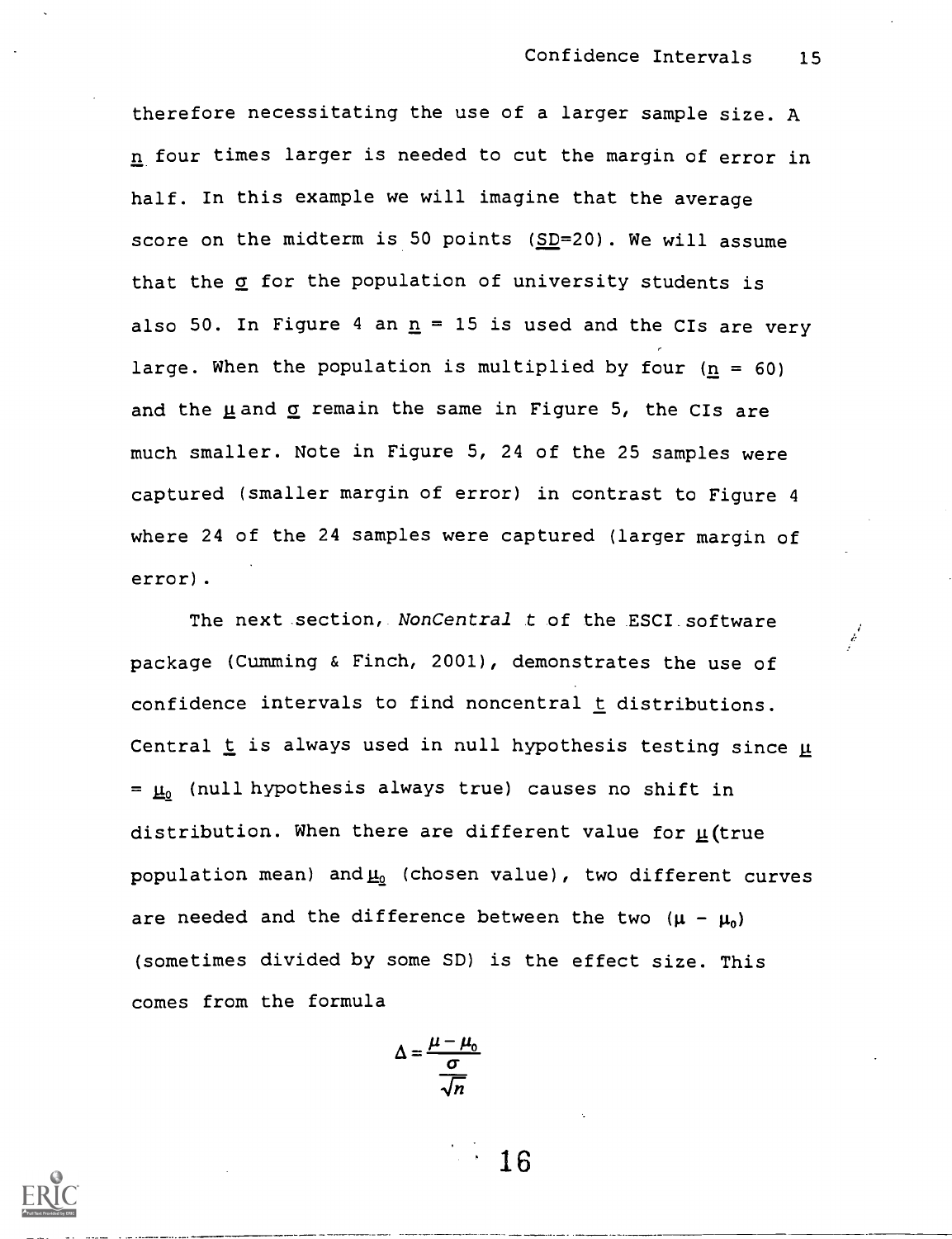therefore necessitating the use of a larger sample size. A $n$ four times larger is needed to cut the margin of error in half. In this example we will imagine that the average score on the midterm is 50 points ($SD$=20). We will assume that the $\sigma$ for the population of university students is also 50. In Figure 4 an $n$ = 15 is used and the CIs are very large. When the population is multiplied by four ($n$ = 60) and the $\mu$ and $\sigma$ remain the same in Figure 5, the CIs are much smaller. Note in Figure 5, 24 of the 25 samples were captured (smaller margin of error) in contrast to Figure 4 where 24 of the 24 samples were captured (larger margin of error).

The next section, *NonCentral t* of the ESCI software package (Cumming & Finch, 2001), demonstrates the use of confidence intervals to find noncentral $t$ distributions. Central $t$ is always used in null hypothesis testing since $\mu = \mu_0$ (null hypothesis always true) causes no shift in distribution. When there are different value for $\mu$ (true population mean) and $\mu_0$ (chosen value), two different curves are needed and the difference between the two ($\mu - \mu_0$) (sometimes divided by some SD) is the effect size. This comes from the formula

$$\Delta = \frac{\mu - \mu_0}{\frac{\sigma}{\sqrt{n}}}$$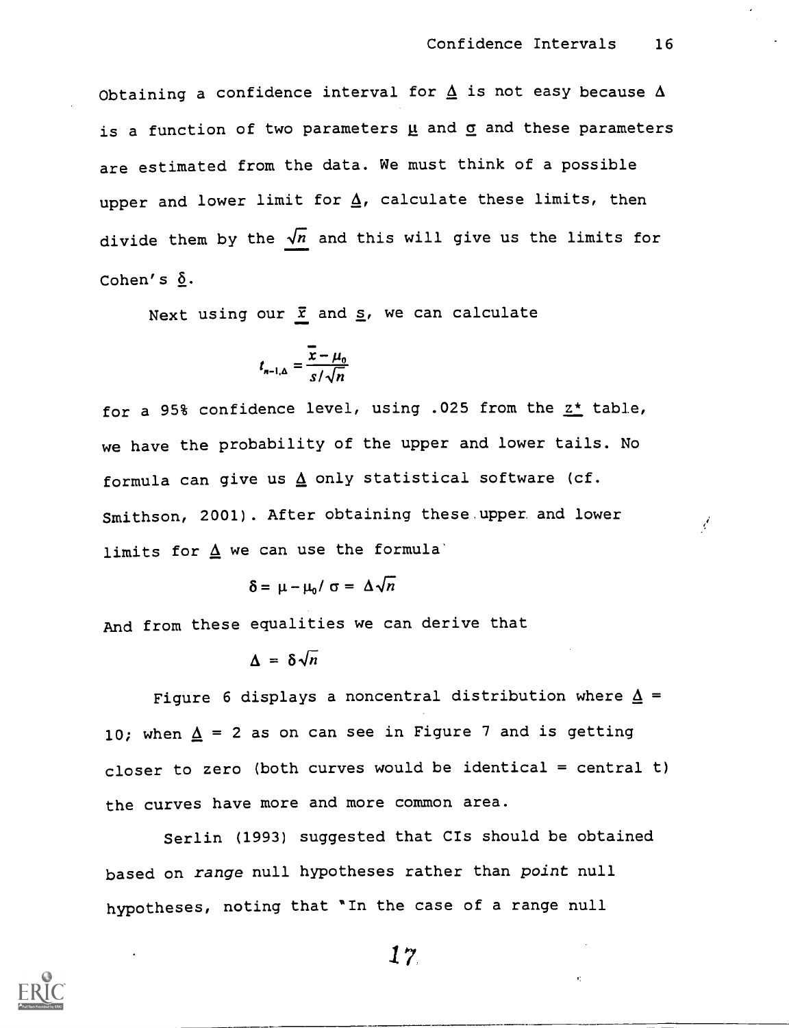Obtaining a confidence interval for $\underline{\Delta}$ is not easy because $\Delta$ is a function of two parameters $\underline{\mu}$ and $\underline{\sigma}$ and these parameters are estimated from the data. We must think of a possible upper and lower limit for $\underline{\Delta}$, calculate these limits, then divide them by the $\sqrt{n}$ and this will give us the limits for Cohen's $\underline{\delta}$.

Next using our $\underline{\bar{x}}$ and $\underline{s}$, we can calculate

$$t_{n-1,\Delta} = \frac{\bar{x} - \mu_0}{s/\sqrt{n}}$$

for a 95% confidence level, using .025 from the $\underline{z^*}$ table, we have the probability of the upper and lower tails. No formula can give us $\underline{\Delta}$ only statistical software (cf. Smithson, 2001). After obtaining these upper and lower limits for $\underline{\Delta}$ we can use the formula

$$\delta = \mu - \mu_0 / \sigma = \Delta\sqrt{n}$$

And from these equalities we can derive that

$$\Delta = \delta\sqrt{n}$$

Figure 6 displays a noncentral distribution where $\underline{\Delta}$ = 10; when $\underline{\Delta}$ = 2 as on can see in Figure 7 and is getting closer to zero (both curves would be identical = central t) the curves have more and more common area.

Serlin (1993) suggested that CIs should be obtained based on *range* null hypotheses rather than *point* null hypotheses, noting that "In the case of a range null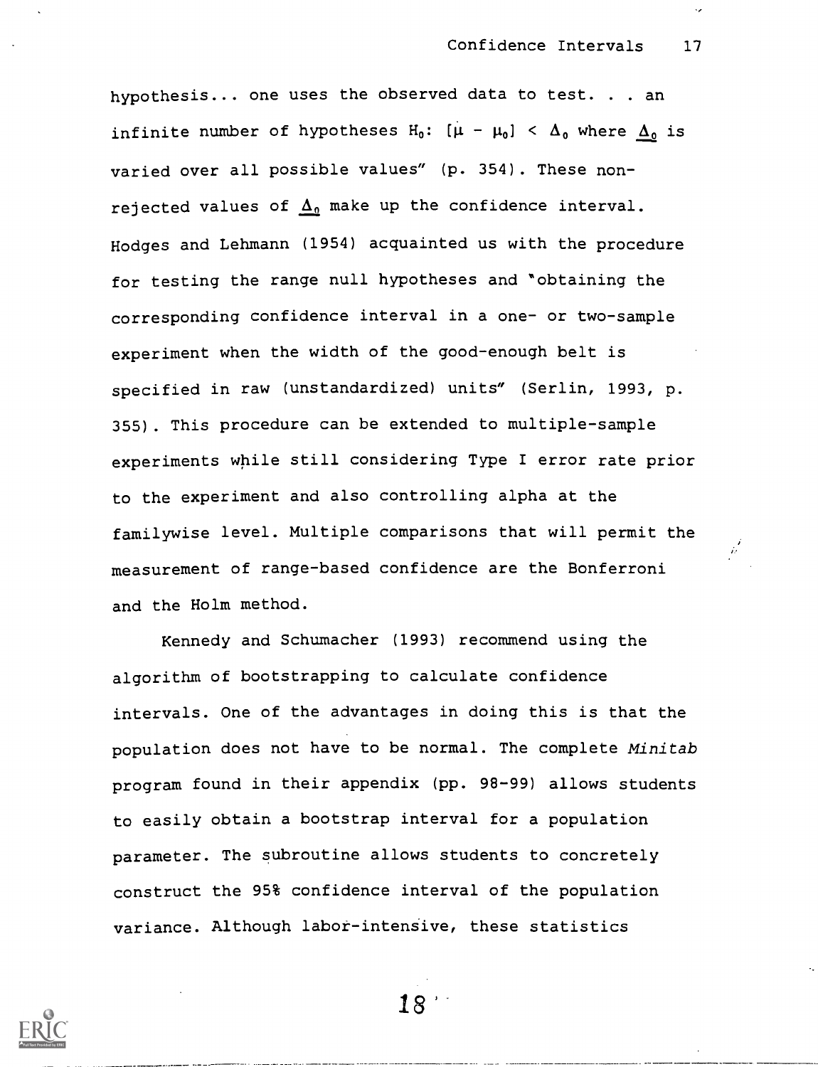hypothesis... one uses the observed data to test. . . an infinite number of hypotheses $H_0$: $[\mu - \mu_0] < \Delta_0$ where $\underline{\Delta_0}$ is varied over all possible values" (p. 354). These non-rejected values of $\underline{\Delta_0}$ make up the confidence interval. Hodges and Lehmann (1954) acquainted us with the procedure for testing the range null hypotheses and "obtaining the corresponding confidence interval in a one- or two-sample experiment when the width of the good-enough belt is specified in raw (unstandardized) units" (Serlin, 1993, p. 355). This procedure can be extended to multiple-sample experiments while still considering Type I error rate prior to the experiment and also controlling alpha at the familywise level. Multiple comparisons that will permit the measurement of range-based confidence are the Bonferroni and the Holm method.

Kennedy and Schumacher (1993) recommend using the algorithm of bootstrapping to calculate confidence intervals. One of the advantages in doing this is that the population does not have to be normal. The complete *Minitab* program found in their appendix (pp. 98-99) allows students to easily obtain a bootstrap interval for a population parameter. The subroutine allows students to concretely construct the 95% confidence interval of the population variance. Although labor-intensive, these statistics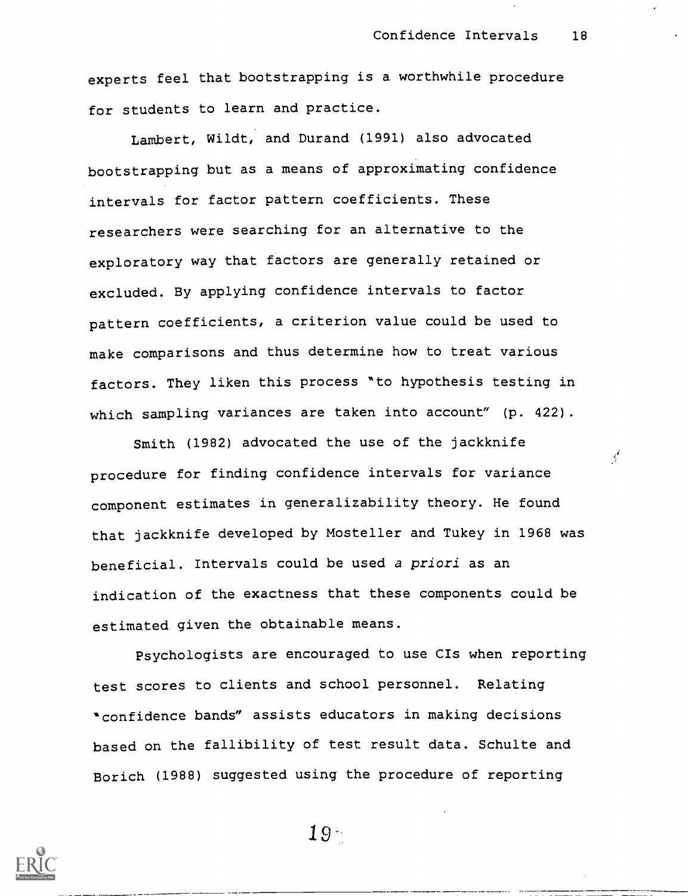experts feel that bootstrapping is a worthwhile procedure for students to learn and practice.

Lambert, Wildt, and Durand (1991) also advocated bootstrapping but as a means of approximating confidence intervals for factor pattern coefficients. These researchers were searching for an alternative to the exploratory way that factors are generally retained or excluded. By applying confidence intervals to factor pattern coefficients, a criterion value could be used to make comparisons and thus determine how to treat various factors. They liken this process "to hypothesis testing in which sampling variances are taken into account" (p. 422).

Smith (1982) advocated the use of the jackknife procedure for finding confidence intervals for variance component estimates in generalizability theory. He found that jackknife developed by Mosteller and Tukey in 1968 was beneficial. Intervals could be used *a priori* as an indication of the exactness that these components could be estimated given the obtainable means.

Psychologists are encouraged to use CIs when reporting test scores to clients and school personnel. Relating "confidence bands" assists educators in making decisions based on the fallibility of test result data. Schulte and Borich (1988) suggested using the procedure of reporting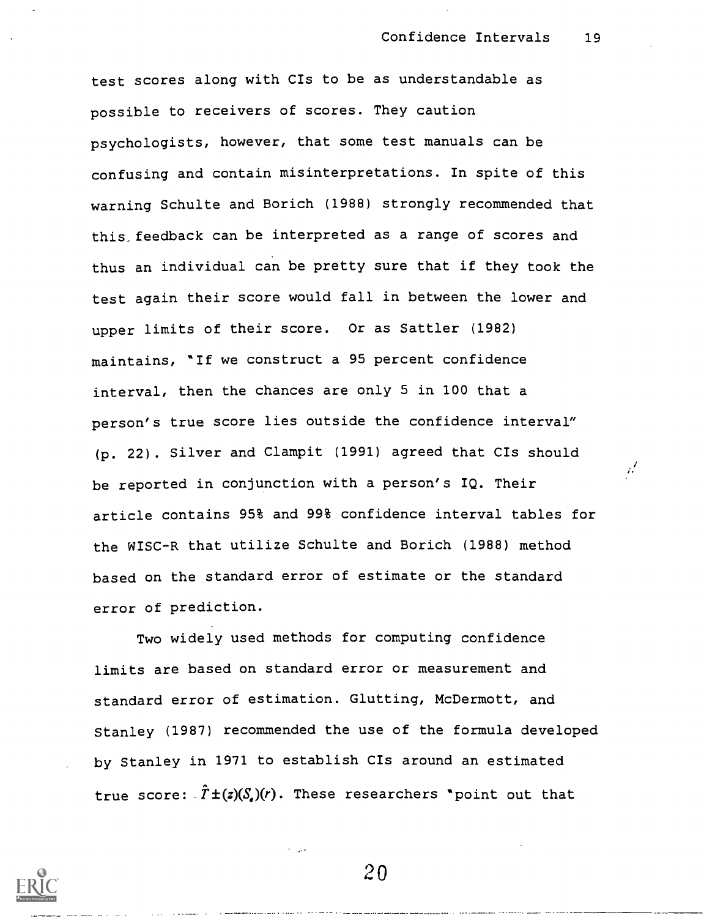test scores along with CIs to be as understandable as possible to receivers of scores. They caution psychologists, however, that some test manuals can be confusing and contain misinterpretations. In spite of this warning Schulte and Borich (1988) strongly recommended that this feedback can be interpreted as a range of scores and thus an individual can be pretty sure that if they took the test again their score would fall in between the lower and upper limits of their score. Or as Sattler (1982) maintains, "If we construct a 95 percent confidence interval, then the chances are only 5 in 100 that a person's true score lies outside the confidence interval" (p. 22). Silver and Clampit (1991) agreed that CIs should be reported in conjunction with a person's IQ. Their article contains 95% and 99% confidence interval tables for the WISC-R that utilize Schulte and Borich (1988) method based on the standard error of estimate or the standard error of prediction.

Two widely used methods for computing confidence limits are based on standard error or measurement and standard error of estimation. Glutting, McDermott, and Stanley (1987) recommended the use of the formula developed by Stanley in 1971 to establish CIs around an estimated true score: $\hat{T} \pm (z)(S_e)(r)$. These researchers "point out that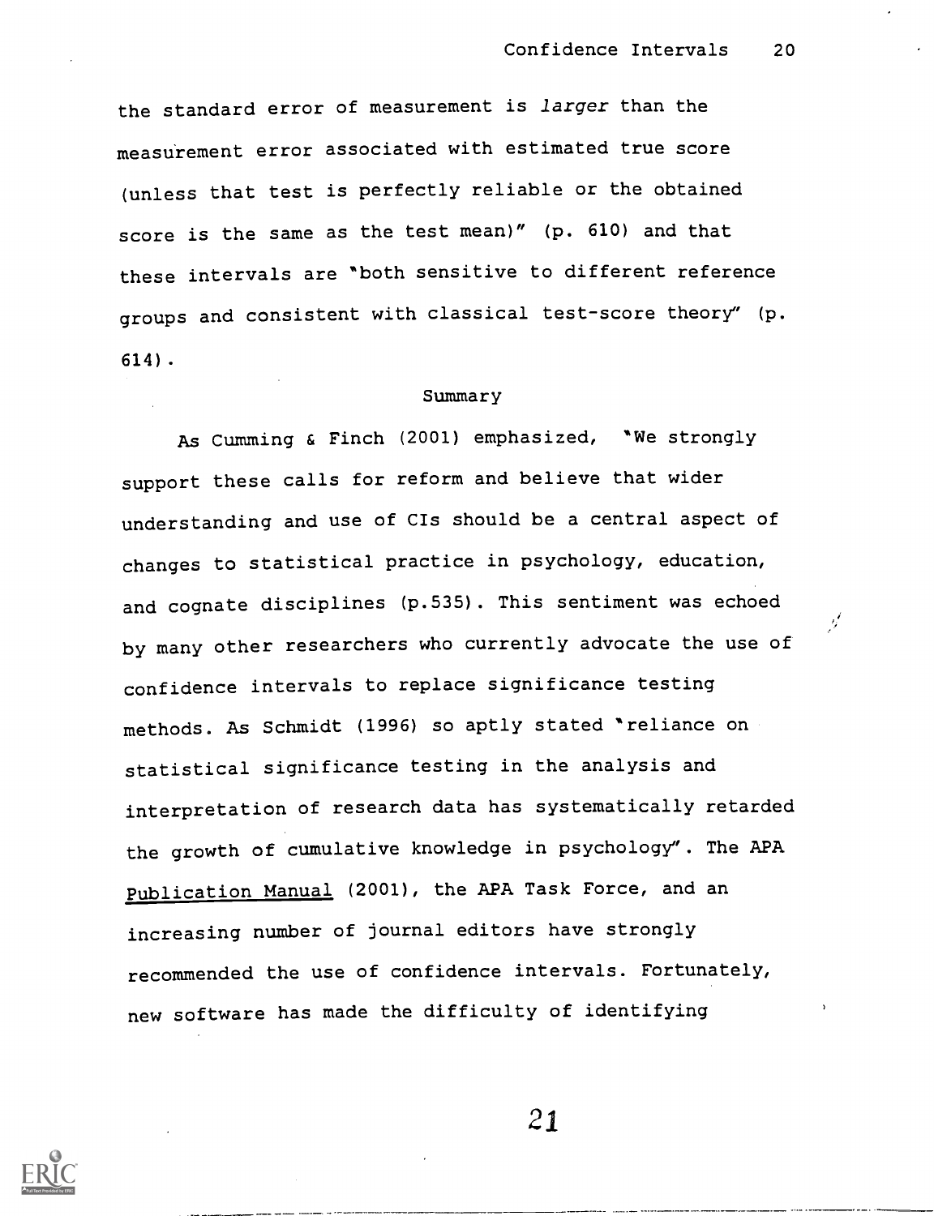the standard error of measurement is *larger* than the measurement error associated with estimated true score (unless that test is perfectly reliable or the obtained score is the same as the test mean)" (p. 610) and that these intervals are "both sensitive to different reference groups and consistent with classical test-score theory" (p. 614).

## Summary

As Cumming & Finch (2001) emphasized, "We strongly support these calls for reform and believe that wider understanding and use of CIs should be a central aspect of changes to statistical practice in psychology, education, and cognate disciplines (p.535). This sentiment was echoed by many other researchers who currently advocate the use of confidence intervals to replace significance testing methods. As Schmidt (1996) so aptly stated "reliance on statistical significance testing in the analysis and interpretation of research data has systematically retarded the growth of cumulative knowledge in psychology". The APA Publication Manual (2001), the APA Task Force, and an increasing number of journal editors have strongly recommended the use of confidence intervals. Fortunately, new software has made the difficulty of identifying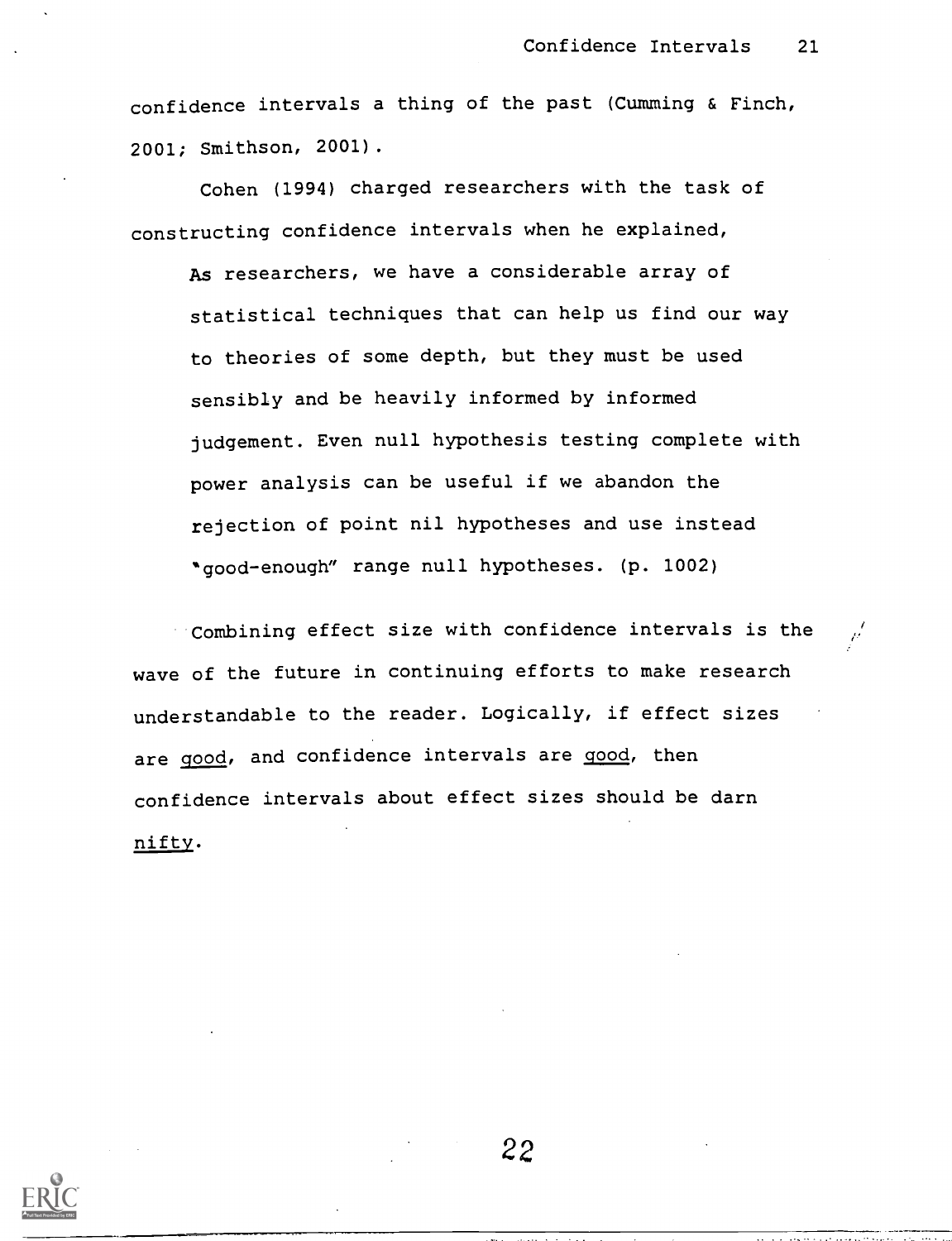confidence intervals a thing of the past (Cumming & Finch, 2001; Smithson, 2001).

Cohen (1994) charged researchers with the task of constructing confidence intervals when he explained,

> As researchers, we have a considerable array of statistical techniques that can help us find our way to theories of some depth, but they must be used sensibly and be heavily informed by informed judgement. Even null hypothesis testing complete with power analysis can be useful if we abandon the rejection of point nil hypotheses and use instead "good-enough" range null hypotheses. (p. 1002)

Combining effect size with confidence intervals is the wave of the future in continuing efforts to make research understandable to the reader. Logically, if effect sizes are good, and confidence intervals are good, then confidence intervals about effect sizes should be darn nifty.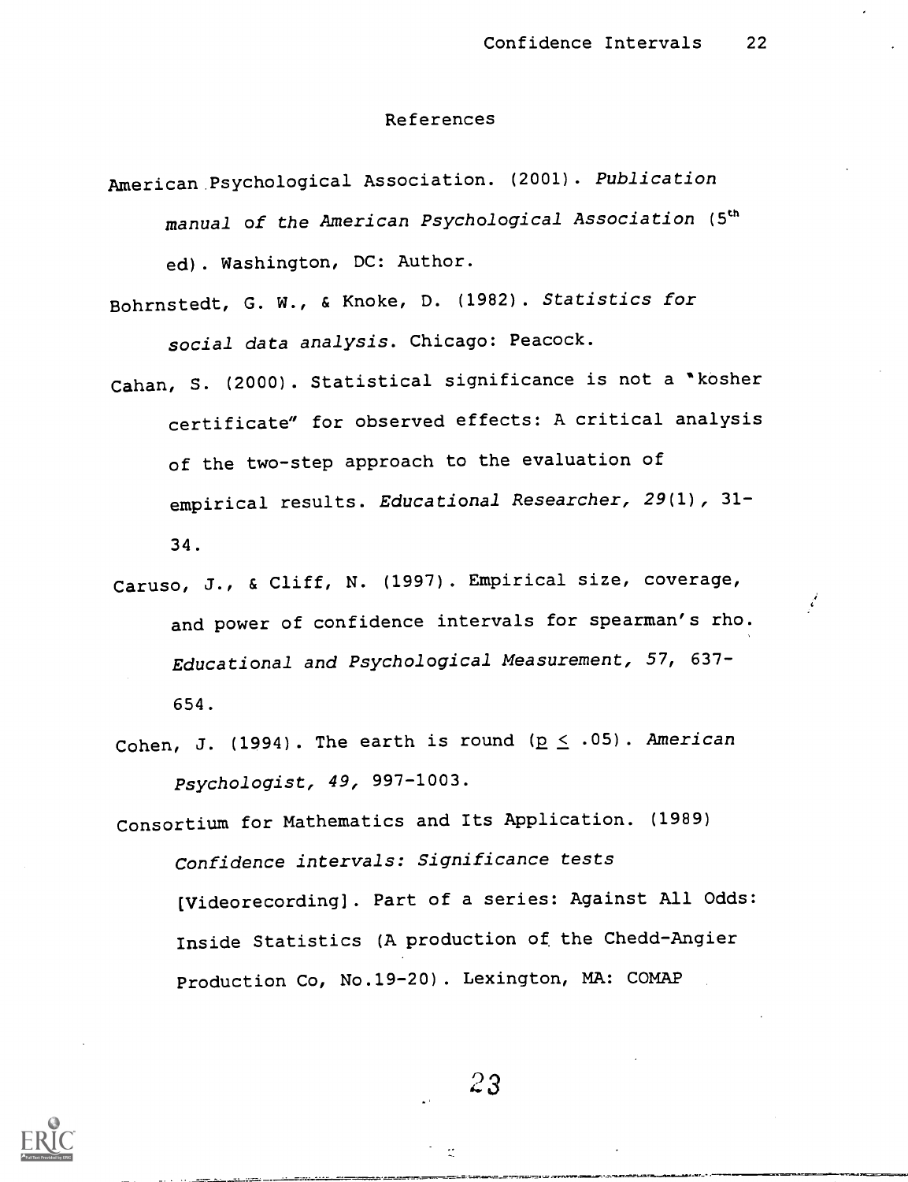## References

American Psychological Association. (2001). *Publication manual of the American Psychological Association* (5th ed). Washington, DC: Author.

Bohrnstedt, G. W., & Knoke, D. (1982). *Statistics for social data analysis*. Chicago: Peacock.

Cahan, S. (2000). Statistical significance is not a "kosher certificate" for observed effects: A critical analysis of the two-step approach to the evaluation of empirical results. *Educational Researcher, 29*(1), 31-34.

Caruso, J., & Cliff, N. (1997). Empirical size, coverage, and power of confidence intervals for spearman's rho. *Educational and Psychological Measurement, 57*, 637-654.

Cohen, J. (1994). The earth is round ($p \leq .05$). *American Psychologist, 49*, 997-1003.

Consortium for Mathematics and Its Application. (1989) *Confidence intervals: Significance tests* [Videorecording]. Part of a series: Against All Odds: Inside Statistics (A production of the Chedd-Angier Production Co, No.19-20). Lexington, MA: COMAP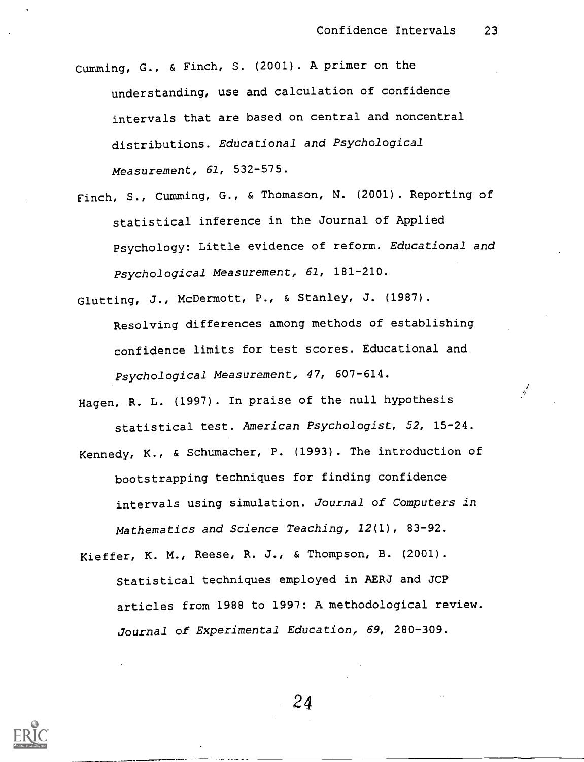Cumming, G., & Finch, S. (2001). A primer on the understanding, use and calculation of confidence intervals that are based on central and noncentral distributions. *Educational and Psychological Measurement, 61*, 532-575.

Finch, S., Cumming, G., & Thomason, N. (2001). Reporting of statistical inference in the Journal of Applied Psychology: Little evidence of reform. *Educational and Psychological Measurement, 61*, 181-210.

Glutting, J., McDermott, P., & Stanley, J. (1987). Resolving differences among methods of establishing confidence limits for test scores. Educational and *Psychological Measurement, 47*, 607-614.

Hagen, R. L. (1997). In praise of the null hypothesis statistical test. *American Psychologist, 52*, 15-24.

Kennedy, K., & Schumacher, P. (1993). The introduction of bootstrapping techniques for finding confidence intervals using simulation. *Journal of Computers in Mathematics and Science Teaching, 12*(1), 83-92.

Kieffer, K. M., Reese, R. J., & Thompson, B. (2001). Statistical techniques employed in AERJ and JCP articles from 1988 to 1997: A methodological review. *Journal of Experimental Education, 69*, 280-309.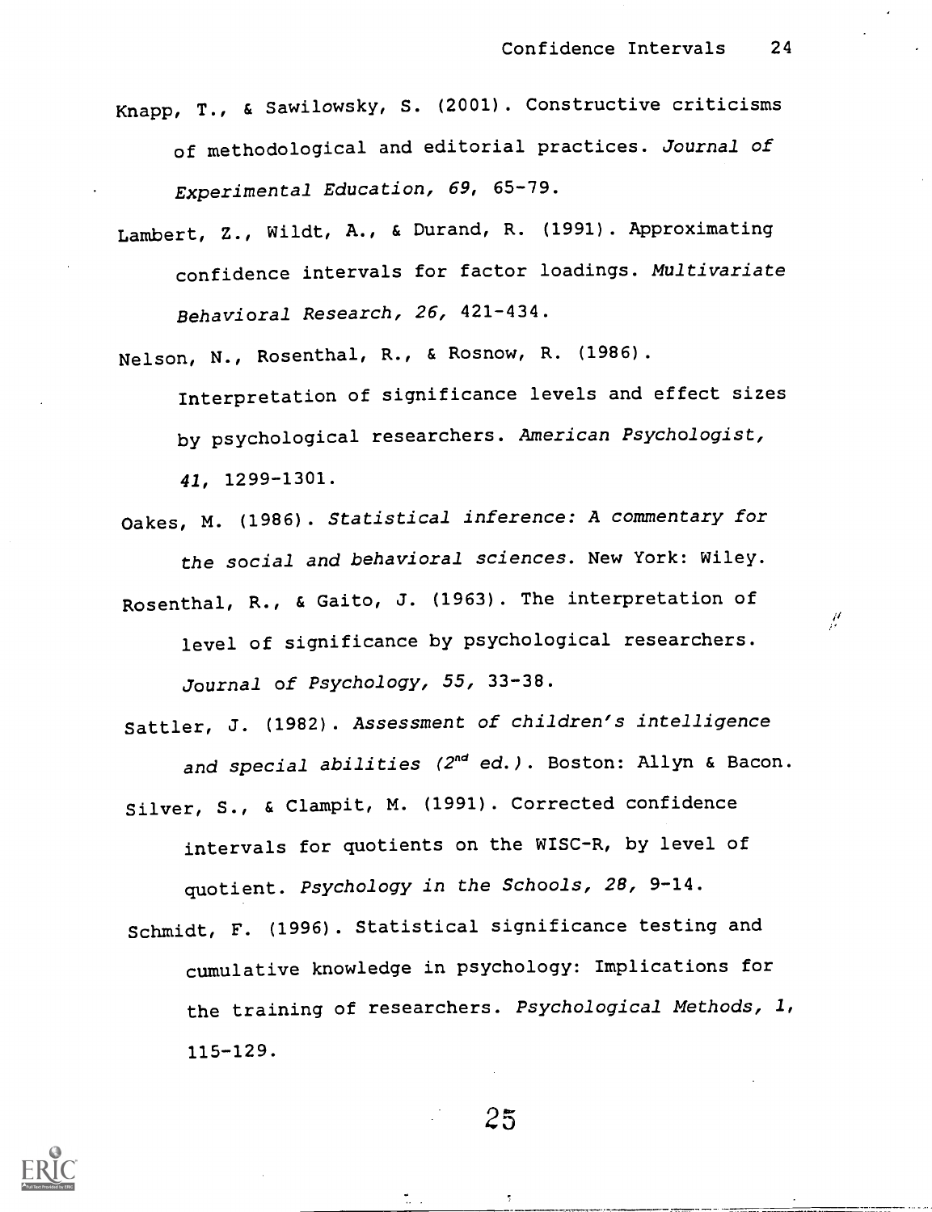Knapp, T., & Sawilowsky, S. (2001). Constructive criticisms of methodological and editorial practices. *Journal of Experimental Education, 69*, 65-79.

Lambert, Z., Wildt, A., & Durand, R. (1991). Approximating confidence intervals for factor loadings. *Multivariate Behavioral Research, 26*, 421-434.

Nelson, N., Rosenthal, R., & Rosnow, R. (1986). Interpretation of significance levels and effect sizes by psychological researchers. *American Psychologist, 41*, 1299-1301.

Oakes, M. (1986). *Statistical inference: A commentary for the social and behavioral sciences*. New York: Wiley.

Rosenthal, R., & Gaito, J. (1963). The interpretation of level of significance by psychological researchers. *Journal of Psychology, 55*, 33-38.

Sattler, J. (1982). *Assessment of children's intelligence and special abilities (2nd ed.)*. Boston: Allyn & Bacon.

Silver, S., & Clampit, M. (1991). Corrected confidence intervals for quotients on the WISC-R, by level of quotient. *Psychology in the Schools, 28*, 9-14.

Schmidt, F. (1996). Statistical significance testing and cumulative knowledge in psychology: Implications for the training of researchers. *Psychological Methods, 1*, 115-129.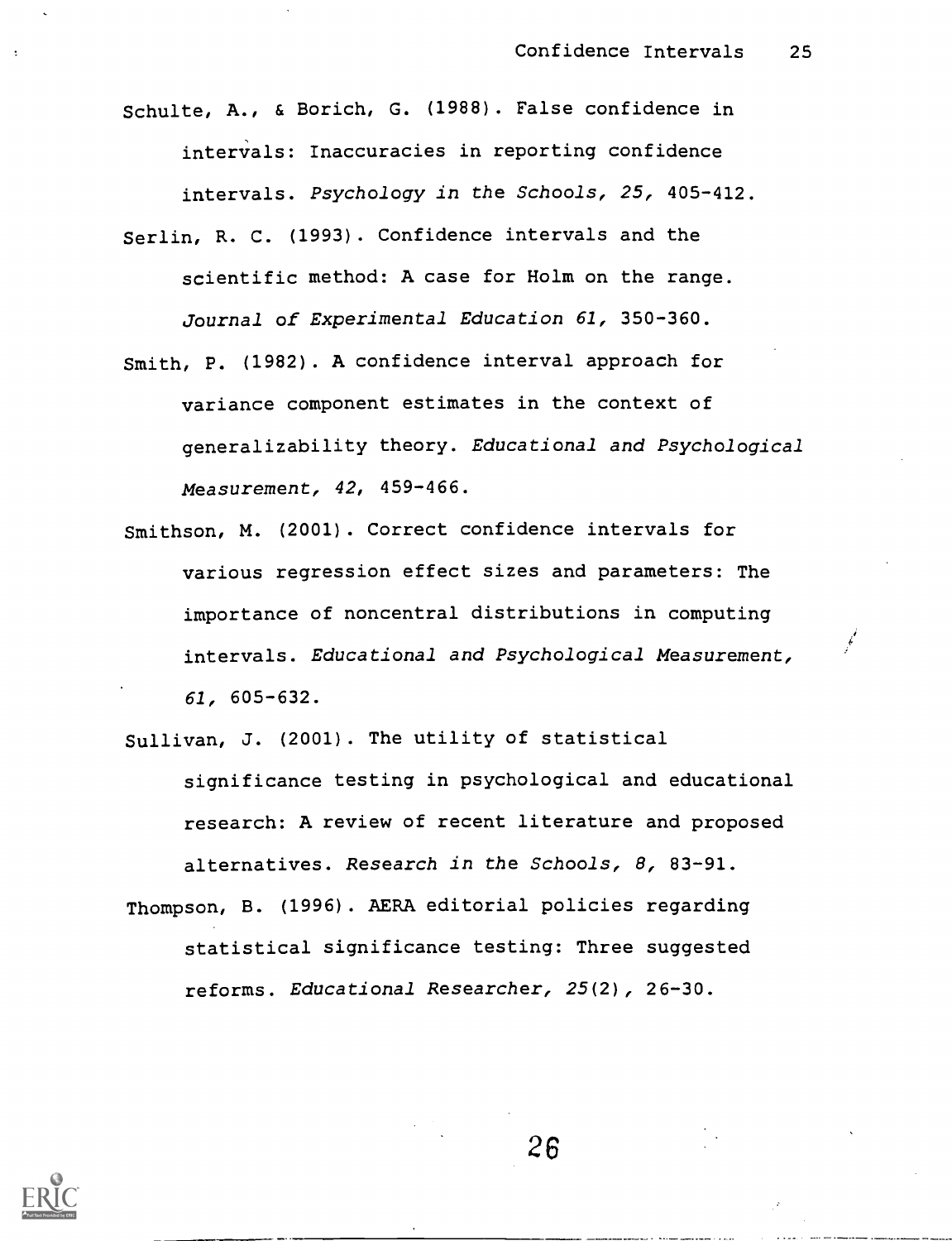Schulte, A., & Borich, G. (1988). False confidence in intervals: Inaccuracies in reporting confidence intervals. *Psychology in the Schools, 25,* 405-412.

Serlin, R. C. (1993). Confidence intervals and the scientific method: A case for Holm on the range. *Journal of Experimental Education 61,* 350-360.

Smith, P. (1982). A confidence interval approach for variance component estimates in the context of generalizability theory. *Educational and Psychological Measurement, 42,* 459-466.

Smithson, M. (2001). Correct confidence intervals for various regression effect sizes and parameters: The importance of noncentral distributions in computing intervals. *Educational and Psychological Measurement, 61,* 605-632.

Sullivan, J. (2001). The utility of statistical significance testing in psychological and educational research: A review of recent literature and proposed alternatives. *Research in the Schools, 8,* 83-91.

Thompson, B. (1996). AERA editorial policies regarding statistical significance testing: Three suggested reforms. *Educational Researcher, 25*(2), 26-30.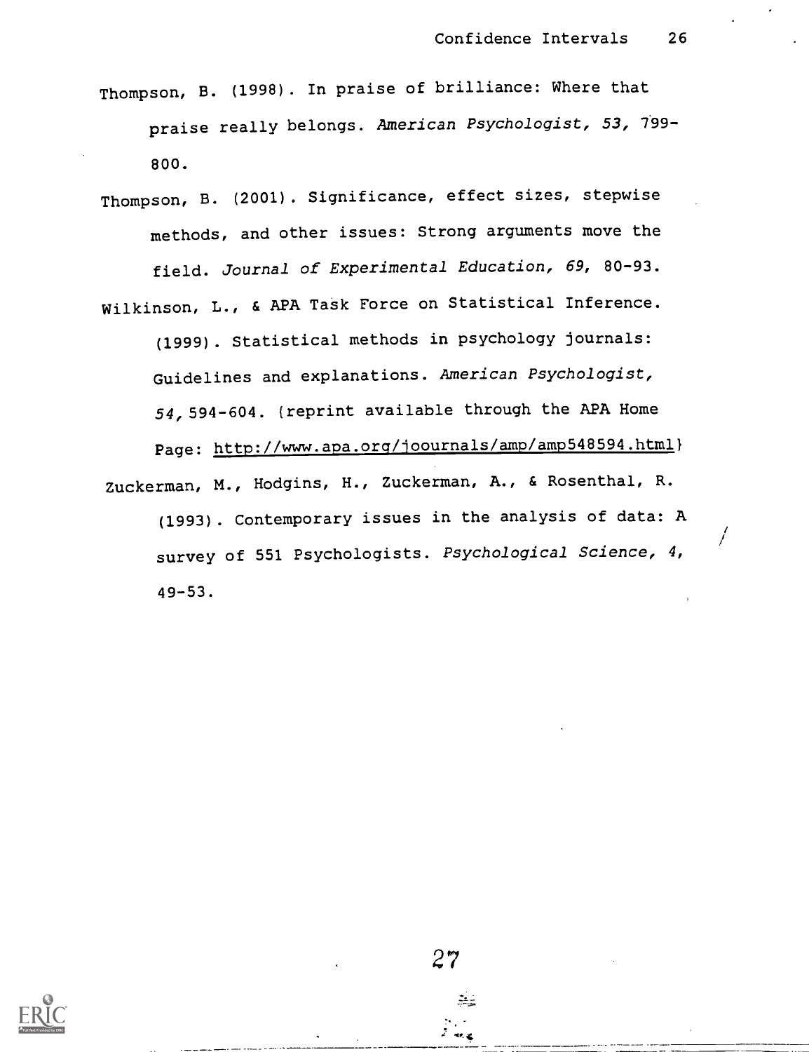Thompson, B. (1998). In praise of brilliance: Where that praise really belongs. *American Psychologist, 53,* 799-800.

Thompson, B. (2001). Significance, effect sizes, stepwise methods, and other issues: Strong arguments move the field. *Journal of Experimental Education, 69,* 80-93.

Wilkinson, L., & APA Task Force on Statistical Inference. (1999). Statistical methods in psychology journals: Guidelines and explanations. *American Psychologist, 54,* 594-604. (reprint available through the APA Home Page: http://www.apa.org/joournals/amp/amp548594.html)

Zuckerman, M., Hodgins, H., Zuckerman, A., & Rosenthal, R. (1993). Contemporary issues in the analysis of data: A survey of 551 Psychologists. *Psychological Science, 4,* 49-53.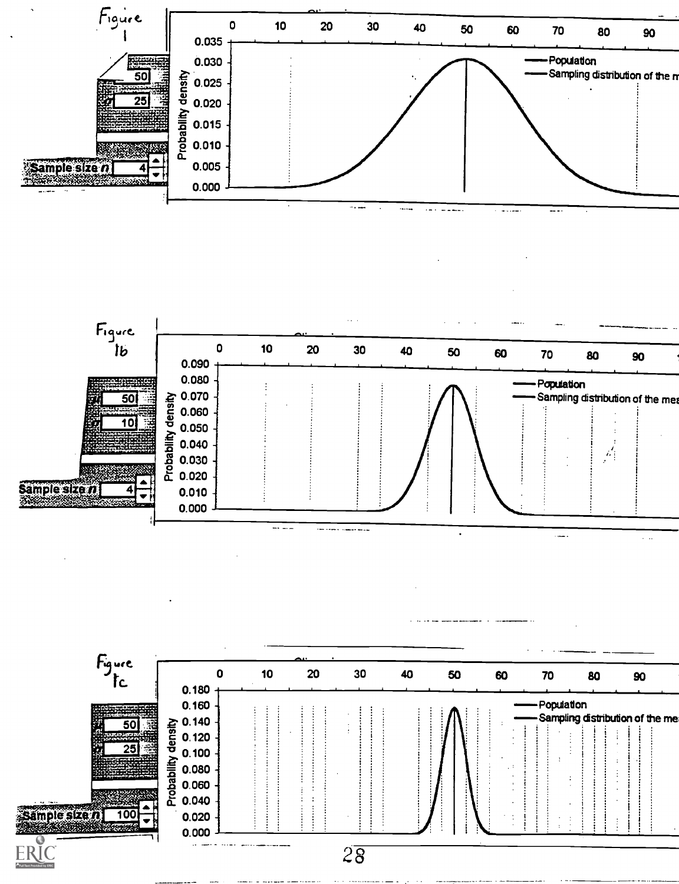Figure 1

| | |
|---|---|
| $\mu$ | 50 |
| $\sigma$ | 25 |
| Sample size $n$ | 4 |

Probability density

0 10 20 30 40 50 60 70 80 90

0.035, 0.030, 0.025, 0.020, 0.015, 0.010, 0.005, 0.000

— Population
— Sampling distribution of the m

Figure 1b

| | |
|---|---|
| $\mu$ | 50 |
| $\sigma$ | 10 |
| Sample size $n$ | 4 |

Probability density

0 10 20 30 40 50 60 70 80 90

0.090, 0.080, 0.070, 0.060, 0.050, 0.040, 0.030, 0.020, 0.010, 0.000

— Population
— Sampling distribution of the mea

Figure 1c

| | |
|---|---|
| $\mu$ | 50 |
| $\sigma$ | 25 |
| Sample size $n$ | 100 |

Probability density

0 10 20 30 40 50 60 70 80 90

0.180, 0.160, 0.140, 0.120, 0.100, 0.080, 0.060, 0.040, 0.020, 0.000

— Population
— Sampling distribution of the mea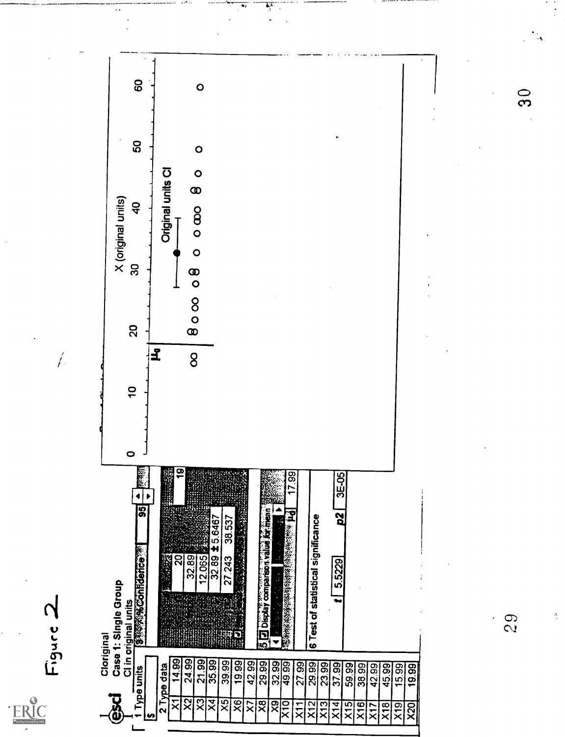Figure 2

esci

CIoriginal

Case 1: Single Group

CI in original units

1 Type units

$

2 Type data

| | |
|---|---|
| X1 | 14.99 |
| X2 | 24.99 |
| X3 | 21.99 |
| X4 | 35.99 |
| X5 | 39.99 |
| X6 | 19.99 |
| X7 | 42.99 |
| X8 | 29.99 |
| X9 | 32.99 |
| X10 | 49.99 |
| X11 | 27.99 |
| X12 | 29.99 |
| X13 | 23.99 |
| X14 | 37.99 |
| X15 | 59.99 |
| X16 | 38.99 |
| X17 | 42.99 |
| X18 | 45.99 |
| X19 | 15.99 |
| X20 | 19.99 |

3 % Confidence 95

| | |
|---|---|
| 20 | 19 |
| 32.89 | |
| 12.065 | |
| 32.89 ± 5.6467 | |
| 27.243 | 38.537 |

5 Display comparison value for mean

$\mu_0$ 17.99

6 Test of statistical significance

$t$ 5.5229 $p2$ 3E-05

X (original units)

Original units CI

$\mu_0$

0 10 20 30 40 50 60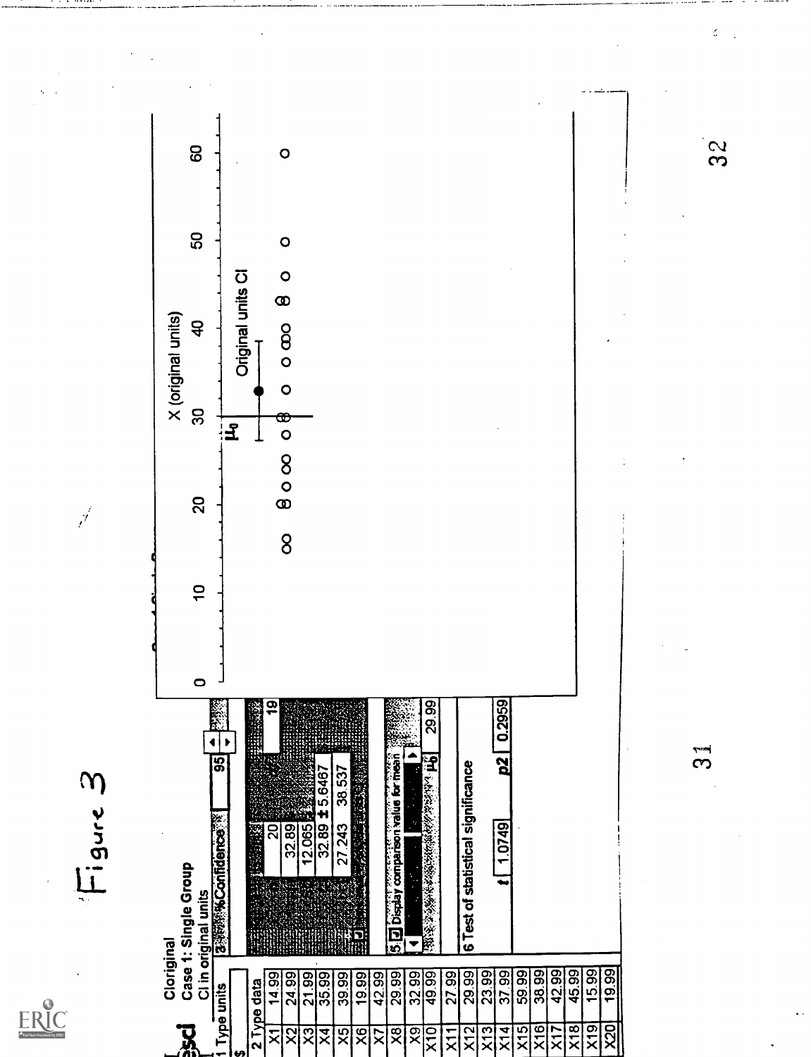# Figure 3

**Cloriginal**

**Case 1: Single Group**

CI in original units

1 Type units

$

3 %Confidence 95

| 2 Type data | |
|---|---|
| X1 | 14.99 |
| X2 | 24.99 |
| X3 | 21.99 |
| X4 | 35.99 |
| X5 | 39.99 |
| X6 | 19.99 |
| X7 | 42.99 |
| X8 | 29.99 |
| X9 | 32.99 |
| X10 | 49.99 |
| X11 | 27.99 |
| X12 | 29.99 |
| X13 | 23.99 |
| X14 | 37.99 |
| X15 | 59.99 |
| X16 | 38.99 |
| X17 | 42.99 |
| X18 | 45.99 |
| X19 | 15.99 |
| X20 | 19.99 |

20 | 19

32.89

12.065

32.89 ± 5.6467

27.243 38.537

5 Display comparison value for mean

$\mu_0$ 29.99

6 Test of statistical significance

$t$ 1.0749 $p2$ 0.2959

X (original units)

Original units CI

$\mu_0$

0 10 20 30 40 50 60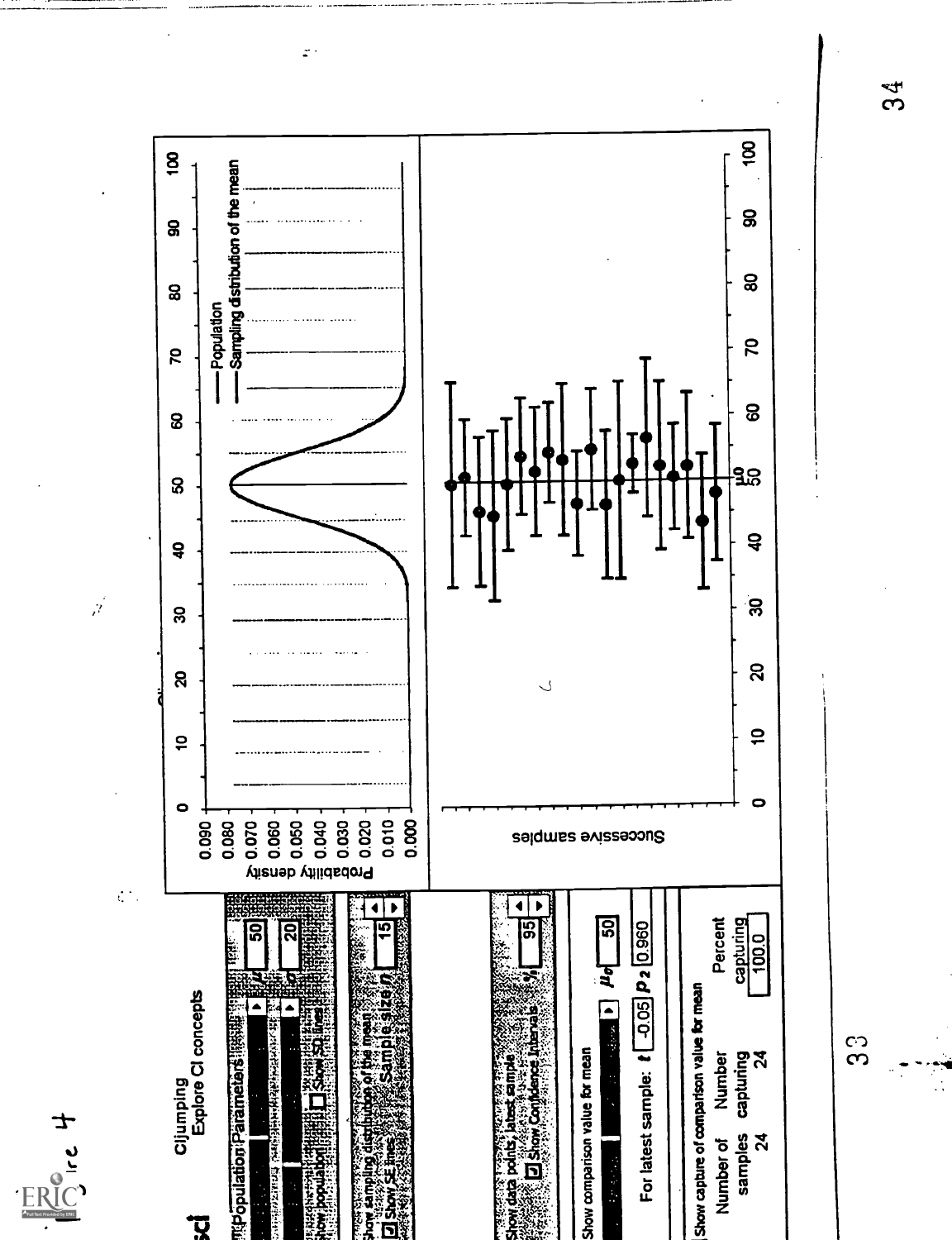Figure 4

CIjumping
Explore CI concepts

Population Parameters

$\mu$ 50

$\sigma$ 20

Show population ☐ Show SD lines

Show sampling distribution of the mean

☑ Show SE lines   Sample size $n$ 15

Show data points, latest sample

☑ Show Confidence Intervals   C% 95

Show comparison value for mean   $\mu_0$ 50

For latest sample: $t$ -0.05 $p_2$ 0.960

Show capture of comparison value for mean

| Number of samples | Number capturing | Percent capturing |
|---|---|---|
| 24 | 24 | 100.0 |

— Population
— Sampling distribution of the mean

Probability density: 0.000, 0.010, 0.020, 0.030, 0.040, 0.050, 0.060, 0.070, 0.080, 0.090

Successive samples

0, 10, 20, 30, 40, 50, 60, 70, 80, 90, 100

$\mu_0$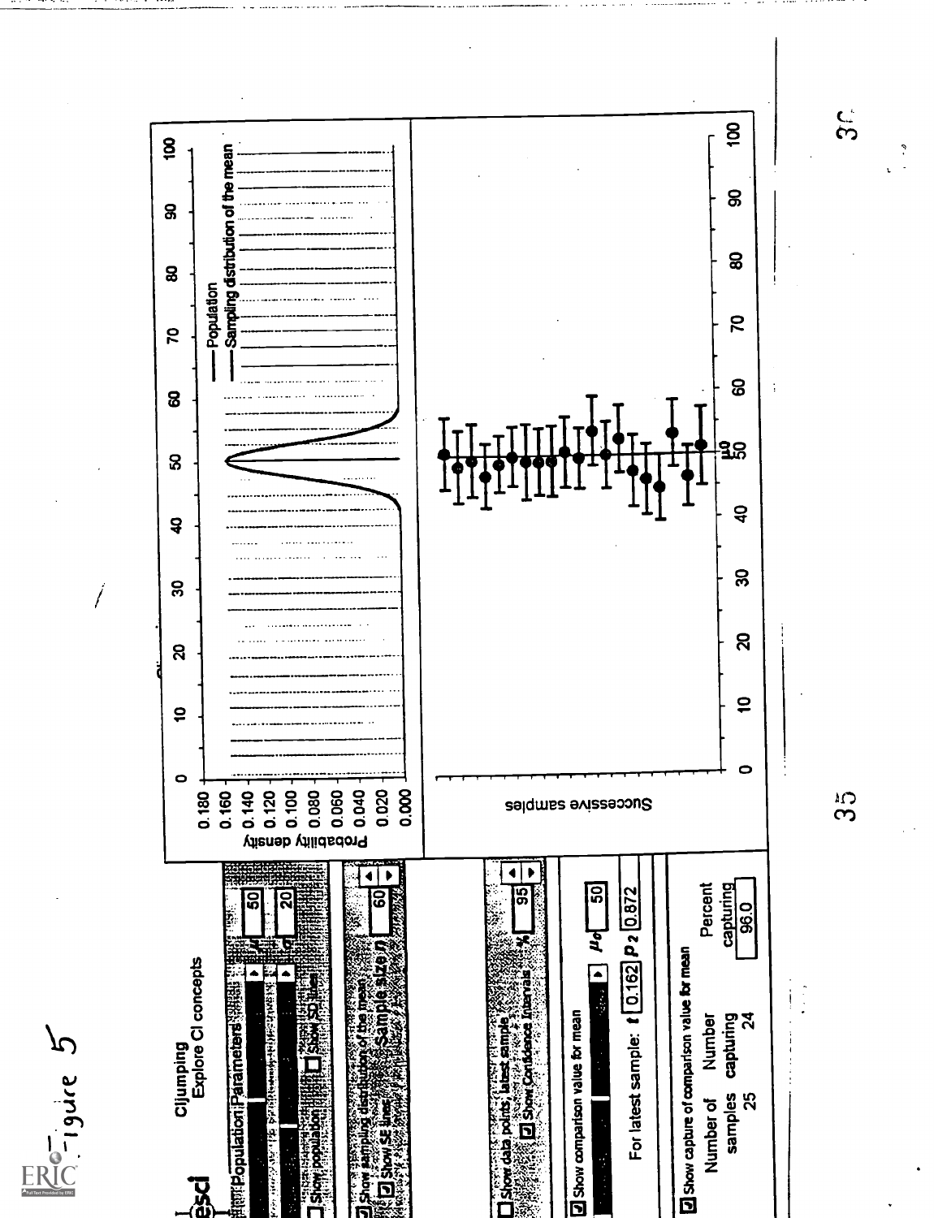Figure 5

**esci**

CIjumping
Explore CI concepts

Population Parameters
$\mu$ 50
$\sigma$ 20

☐ Show population ☐ Show SD lines

☑ Show sampling distribution of the mean
☑ Show SE lines   Sample size $n$ 60

☐ Show data points, latest sample
☑ Show Confidence Intervals   C% 95

☑ Show comparison value for mean   $\mu_0$ 50

For latest sample: $t$ 0.162   $p_2$ 0.872

☑ Show capture of comparison value for mean

| Number of samples | Number capturing | Percent capturing |
|---|---|---|
| 25 | 24 | 96.0 |

Population
Sampling distribution of the mean

Probability density: 0.000, 0.020, 0.040, 0.060, 0.080, 0.100, 0.120, 0.140, 0.160, 0.180

0, 10, 20, 30, 40, 50, 60, 70, 80, 90, 100

Successive samples

$\mu_0$

0, 10, 20, 30, 40, 50, 60, 70, 80, 90, 100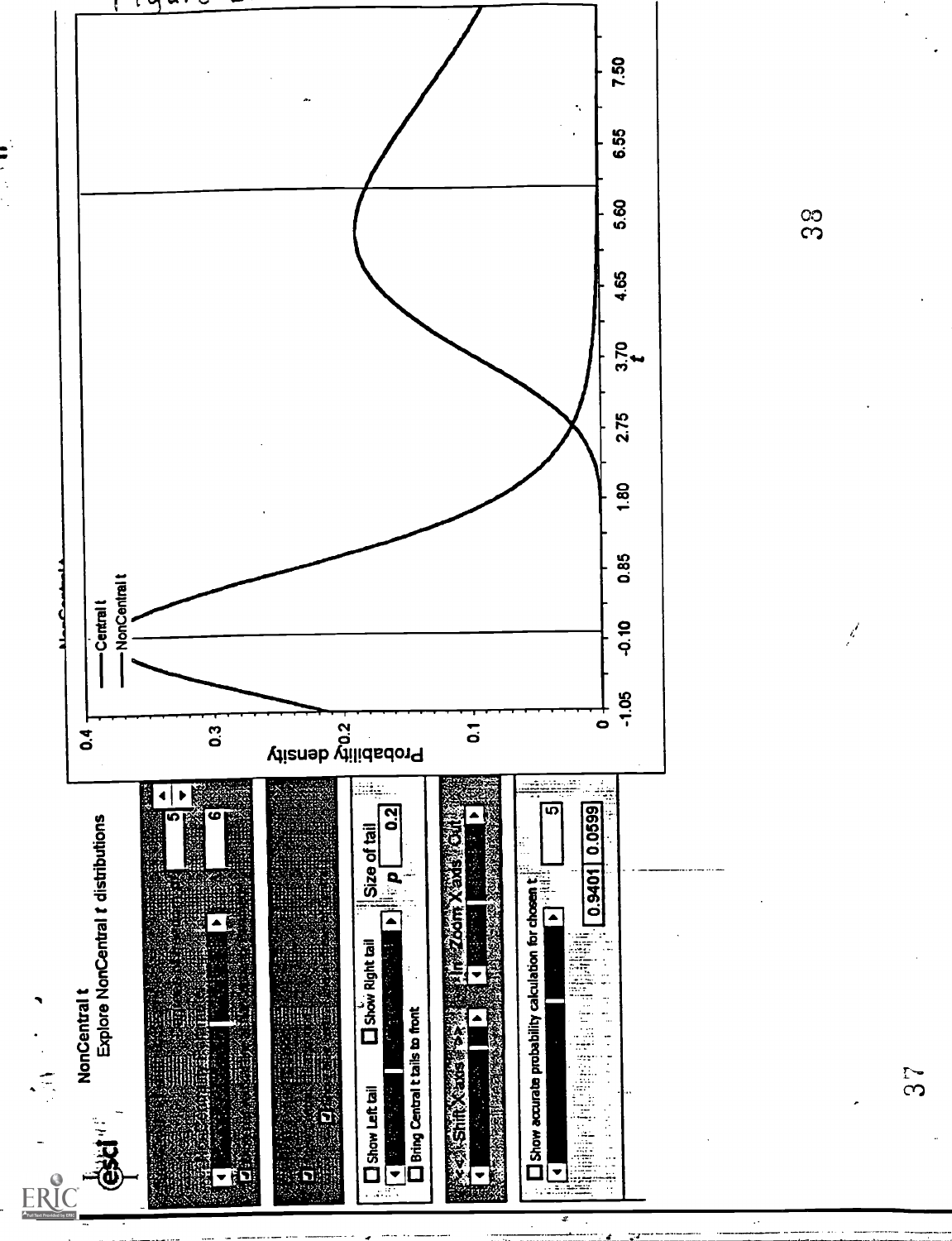NonCentral t
Explore NonCentral t distributions

| 5 |
|---|
| 6 |

☐ Show Left tail ☐ Show Right tail Size of tail
$p$ 0.2

☐ Bring Central t tails to front

<< Shift X axis >> In Zoom X axis Out

☐ Show accurate probability calculation for chosen t

5

0.9401 0.0599

Central t
NonCentral t

Probability density

0.4
0.3
0.2
0.1
0

-1.05 -0.10 0.85 1.80 2.75 3.70 4.65 5.60 6.55 7.50

$t$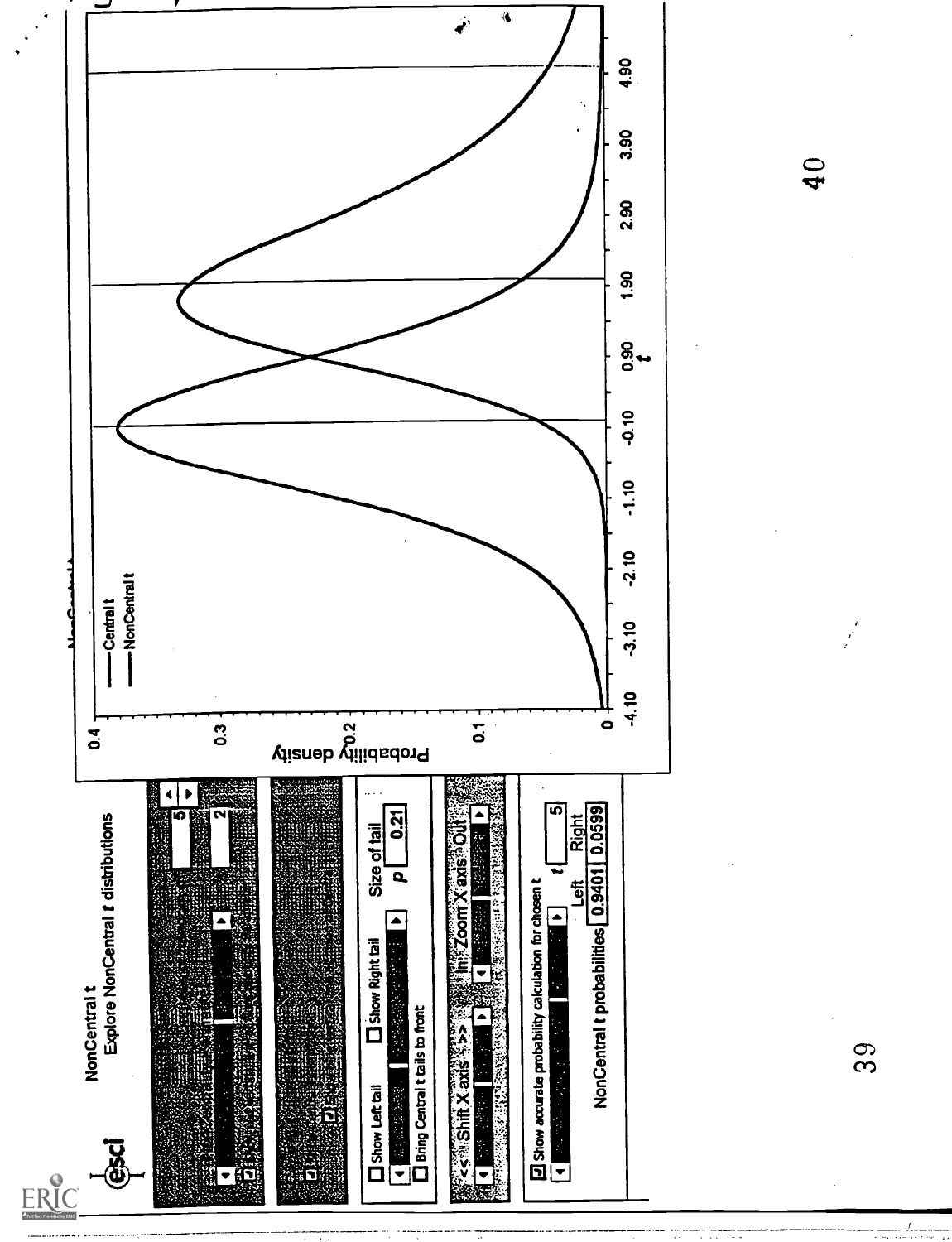NonCentral t
Explore NonCentral t distributions

5

2

☐ Show Left tail ☐ Show Right tail Size of tail

$p$ 0.21

☐ Bring Central t tails to front

<< Shift X axis >> In Zoom X axis Out

☑ Show accurate probability calculation for chosen t

$t$ 5

Left Right

NonCentral t probabilities 0.9401 0.0599

— Central t
— NonCentral t

Probability density

$t$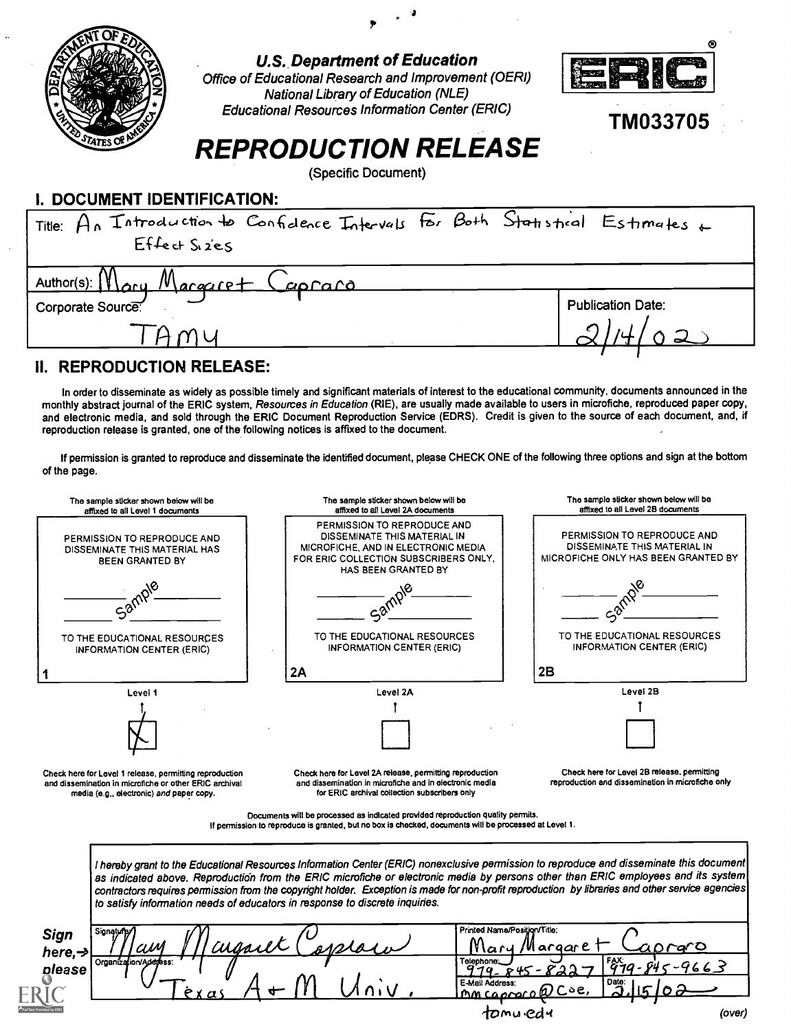**U.S. Department of Education**
*Office of Educational Research and Improvement (OERI)*
*National Library of Education (NLE)*
*Educational Resources Information Center (ERIC)*

**TM033705**

# REPRODUCTION RELEASE

(Specific Document)

## I. DOCUMENT IDENTIFICATION:

| | |
|---|---|
| Title: An Introduction to Confidence Intervals for Both Statistical Estimates & Effect Sizes | |
| Author(s): Mary Margaret Capraro | |
| Corporate Source: TAMU | Publication Date: 2/14/02 |

## II. REPRODUCTION RELEASE:

In order to disseminate as widely as possible timely and significant materials of interest to the educational community, documents announced in the monthly abstract journal of the ERIC system, *Resources in Education* (RIE), are usually made available to users in microfiche, reproduced paper copy, and electronic media, and sold through the ERIC Document Reproduction Service (EDRS). Credit is given to the source of each document, and, if reproduction release is granted, one of the following notices is affixed to the document.

If permission is granted to reproduce and disseminate the identified document, please CHECK ONE of the following three options and sign at the bottom of the page.

| The sample sticker shown below will be affixed to all Level 1 documents | The sample sticker shown below will be affixed to all Level 2A documents | The sample sticker shown below will be affixed to all Level 2B documents |
|---|---|---|
| PERMISSION TO REPRODUCE AND DISSEMINATE THIS MATERIAL HAS BEEN GRANTED BY Sample TO THE EDUCATIONAL RESOURCES INFORMATION CENTER (ERIC) | PERMISSION TO REPRODUCE AND DISSEMINATE THIS MATERIAL IN MICROFICHE, AND IN ELECTRONIC MEDIA FOR ERIC COLLECTION SUBSCRIBERS ONLY, HAS BEEN GRANTED BY Sample TO THE EDUCATIONAL RESOURCES INFORMATION CENTER (ERIC) | PERMISSION TO REPRODUCE AND DISSEMINATE THIS MATERIAL IN MICROFICHE ONLY HAS BEEN GRANTED BY Sample TO THE EDUCATIONAL RESOURCES INFORMATION CENTER (ERIC) |
| 1 | 2A | 2B |
| Level 1 [X] | Level 2A [ ] | Level 2B [ ] |
| Check here for Level 1 release, permitting reproduction and dissemination in microfiche or other ERIC archival media (e.g., electronic) *and* paper copy. | Check here for Level 2A release, permitting reproduction and dissemination in microfiche and in electronic media for ERIC archival collection subscribers only | Check here for Level 2B release, permitting reproduction and dissemination in microfiche only |

Documents will be processed as indicated provided reproduction quality permits.
If permission to reproduce is granted, but no box is checked, documents will be processed at Level 1.

*I hereby grant to the Educational Resources Information Center (ERIC) nonexclusive permission to reproduce and disseminate this document as indicated above. Reproduction from the ERIC microfiche or electronic media by persons other than ERIC employees and its system contractors requires permission from the copyright holder. Exception is made for non-profit reproduction by libraries and other service agencies to satisfy information needs of educators in response to discrete inquiries.*

**Sign here, → please**

| | | |
|---|---|---|
| Signature: Mary Margaret Capraro | Printed Name/Position/Title: Mary Margaret Capraro | |
| Organization/Address: Texas A&M Univ. | Telephone: 979-845-8227 | FAX: 979-845-9663 |
| | E-Mail Address: mmcapraro@coe.tamu.edu | Date: 2/15/02 |

(over)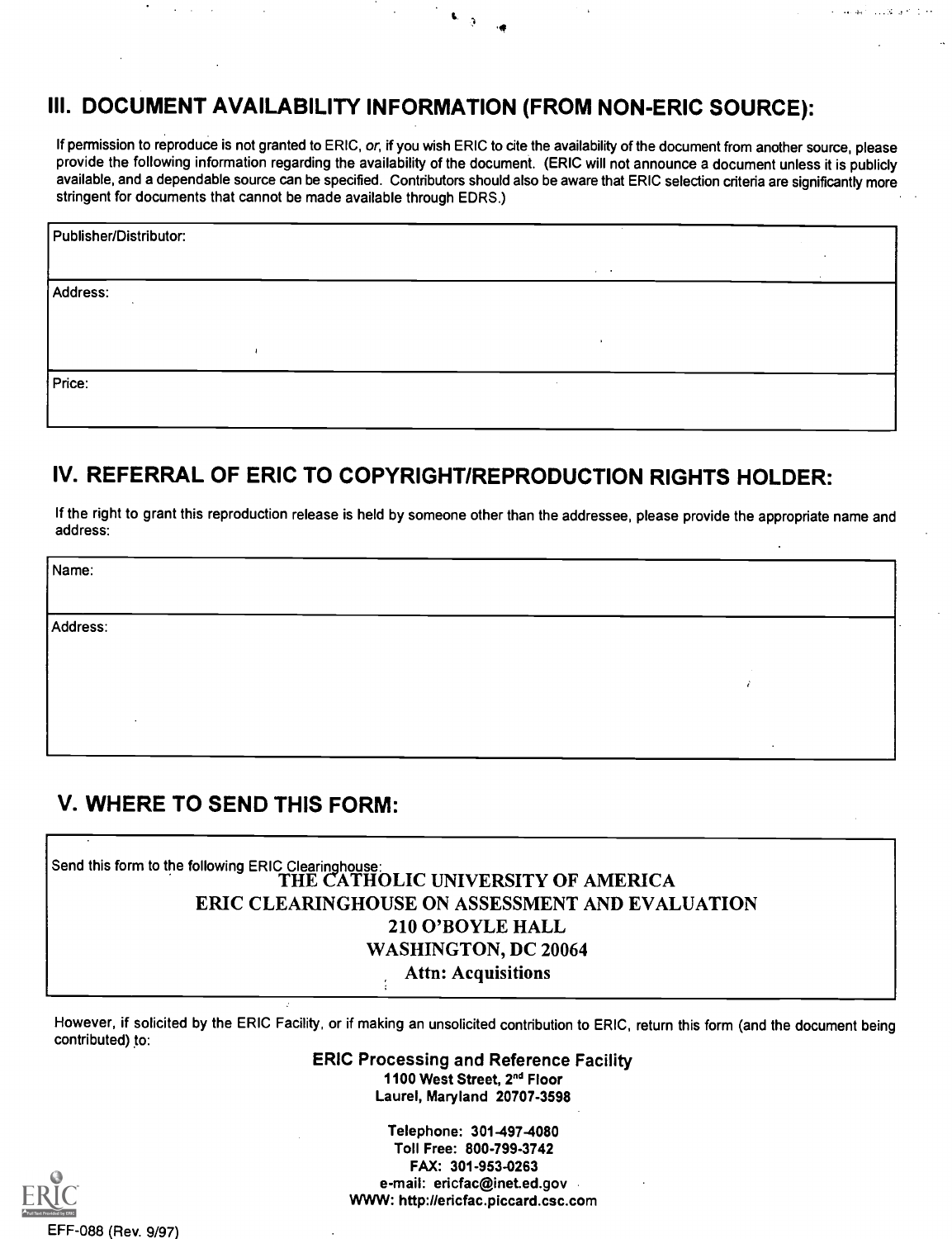## III. DOCUMENT AVAILABILITY INFORMATION (FROM NON-ERIC SOURCE):

If permission to reproduce is not granted to ERIC, *or*, if you wish ERIC to cite the availability of the document from another source, please provide the following information regarding the availability of the document. (ERIC will not announce a document unless it is publicly available, and a dependable source can be specified. Contributors should also be aware that ERIC selection criteria are significantly more stringent for documents that cannot be made available through EDRS.)

| |
|---|
| Publisher/Distributor: |
| Address: |
| Price: |

## IV. REFERRAL OF ERIC TO COPYRIGHT/REPRODUCTION RIGHTS HOLDER:

If the right to grant this reproduction release is held by someone other than the addressee, please provide the appropriate name and address:

| |
|---|
| Name: |
| Address: |

## V. WHERE TO SEND THIS FORM:

Send this form to the following ERIC Clearinghouse:

**THE CATHOLIC UNIVERSITY OF AMERICA**
**ERIC CLEARINGHOUSE ON ASSESSMENT AND EVALUATION**
**210 O'BOYLE HALL**
**WASHINGTON, DC 20064**
**Attn: Acquisitions**

However, if solicited by the ERIC Facility, or if making an unsolicited contribution to ERIC, return this form (and the document being contributed) to:

**ERIC Processing and Reference Facility**
**1100 West Street, 2nd Floor**
**Laurel, Maryland 20707-3598**

**Telephone: 301-497-4080**
**Toll Free: 800-799-3742**
**FAX: 301-953-0263**
**e-mail: ericfac@inet.ed.gov**
**WWW: http://ericfac.piccard.csc.com**

EFF-088 (Rev. 9/97)